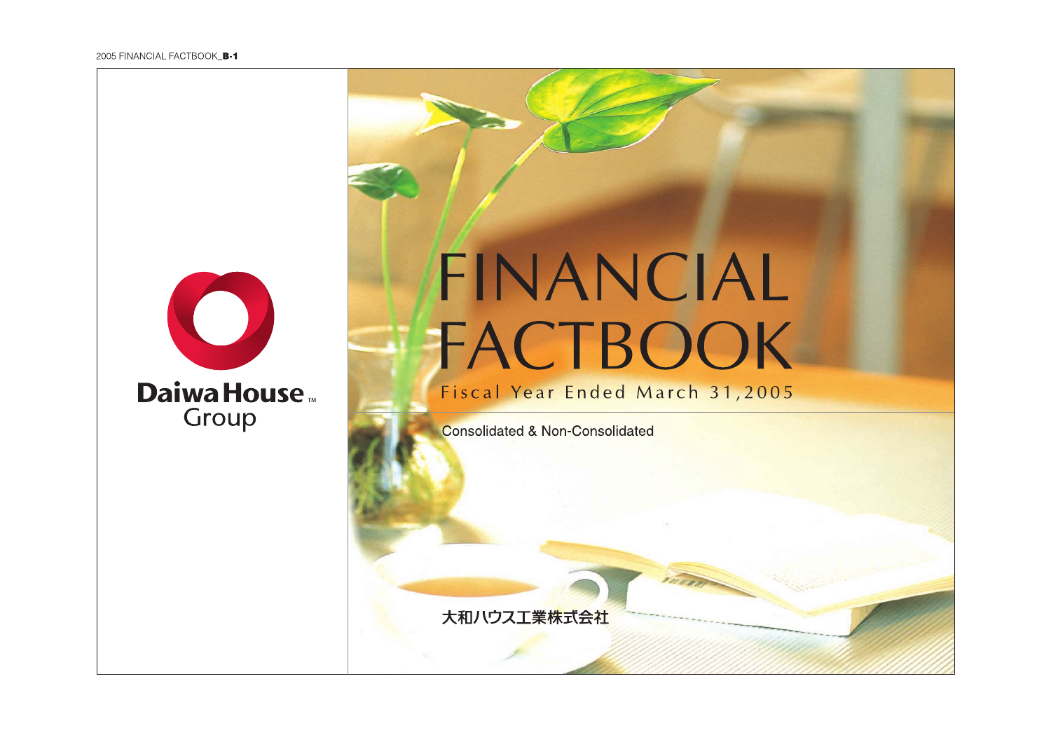Daiwa House™
Group

# FINANCIAL FACTBOOK

Fiscal Year Ended March 31,2005

Consolidated & Non-Consolidated

大和ハウス工業株式会社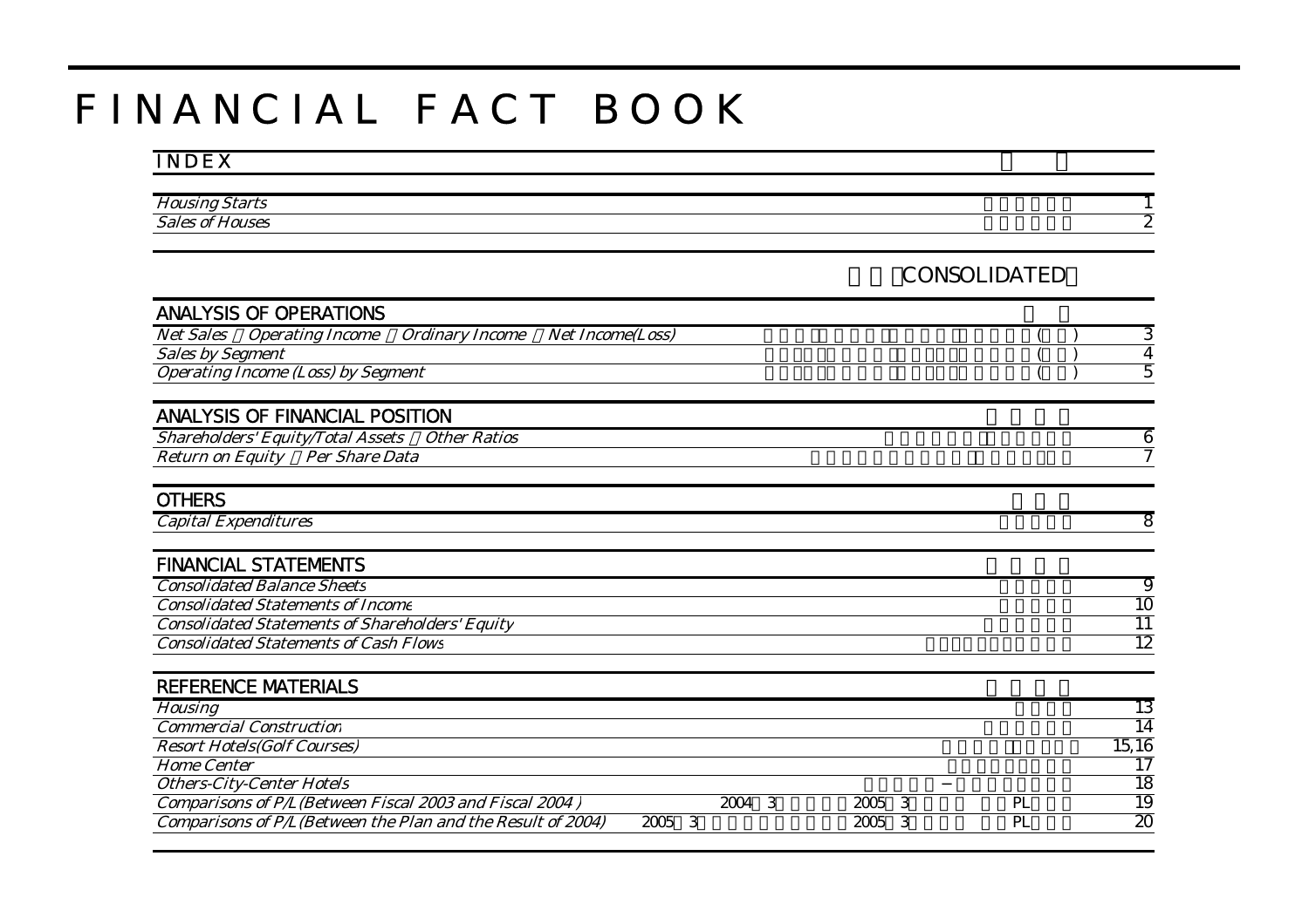# FINANCIAL FACT BOOK

## INDEX

| | | |
|---|---|---|
| *Housing Starts* | | 1 |
| *Sales of Houses* | | 2 |

CONSOLIDATED

### ANALYSIS OF OPERATIONS

| | | |
|---|---|---|
| *Net Sales Operating Income Ordinary Income Net Income(Loss)* | ( ) | 3 |
| *Sales by Segment* | ( ) | 4 |
| *Operating Income (Loss) by Segment* | ( ) | 5 |

### ANALYSIS OF FINANCIAL POSITION

| | | |
|---|---|---|
| *Shareholders' Equity/Total Assets Other Ratios* | | 6 |
| *Return on Equity Per Share Data* | | 7 |

### OTHERS

| | | |
|---|---|---|
| *Capital Expenditures* | | 8 |

### FINANCIAL STATEMENTS

| | | |
|---|---|---|
| *Consolidated Balance Sheets* | | 9 |
| *Consolidated Statements of Income* | | 10 |
| *Consolidated Statements of Shareholders' Equity* | | 11 |
| *Consolidated Statements of Cash Flows* | | 12 |

### REFERENCE MATERIALS

| | | |
|---|---|---|
| *Housing* | | 13 |
| *Commercial Construction* | | 14 |
| *Resort Hotels(Golf Courses)* | | 15,16 |
| *Home Center* | | 17 |
| *Others-City-Center Hotels* | − | 18 |
| *Comparisons of P/L (Between Fiscal 2003 and Fiscal 2004 )* | 2004 3 2005 3 PL | 19 |
| *Comparisons of P/L (Between the Plan and the Result of 2004)* | 2005 3 2005 3 PL | 20 |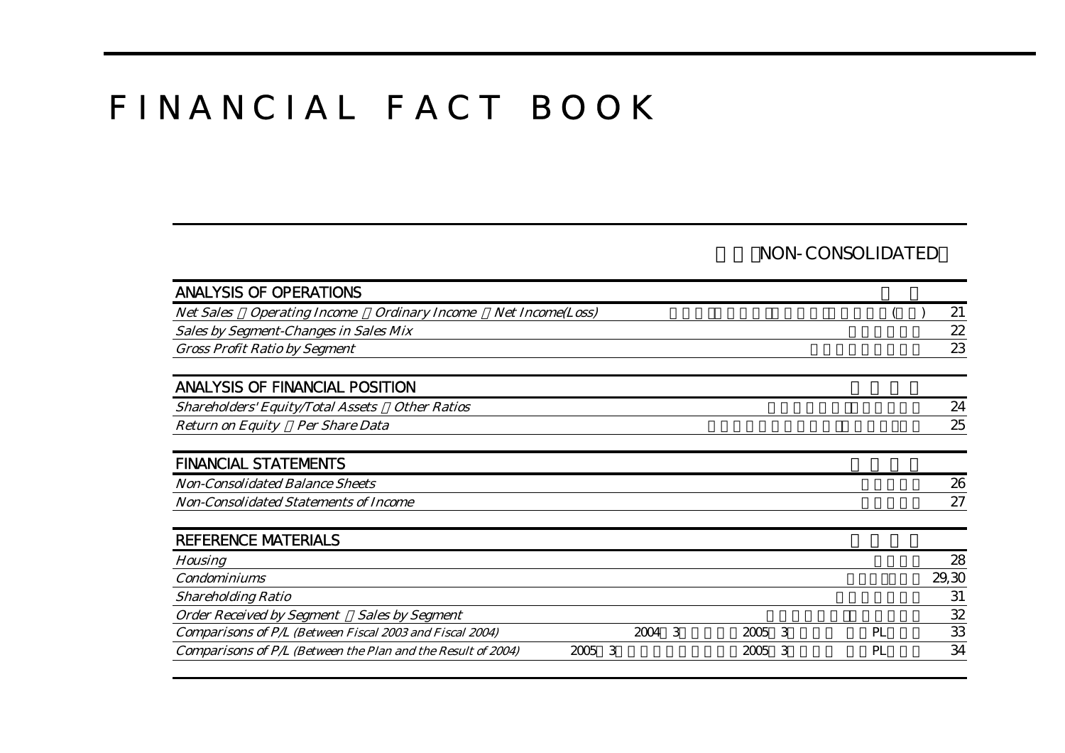# FINANCIAL FACT BOOK

NON-CONSOLIDATED

| ANALYSIS OF OPERATIONS | | |
|---|---|---|
| *Net Sales Operating Income Ordinary Income Net Income(Loss)* | ( ) | 21 |
| *Sales by Segment-Changes in Sales Mix* | | 22 |
| *Gross Profit Ratio by Segment* | | 23 |

| ANALYSIS OF FINANCIAL POSITION | | |
|---|---|---|
| *Shareholders' Equity/Total Assets Other Ratios* | | 24 |
| *Return on Equity Per Share Data* | | 25 |

| FINANCIAL STATEMENTS | | |
|---|---|---|
| *Non-Consolidated Balance Sheets* | | 26 |
| *Non-Consolidated Statements of Income* | | 27 |

| REFERENCE MATERIALS | | |
|---|---|---|
| *Housing* | | 28 |
| *Condominiums* | | 29,30 |
| *Shareholding Ratio* | | 31 |
| *Order Received by Segment Sales by Segment* | | 32 |
| *Comparisons of P/L (Between Fiscal 2003 and Fiscal 2004)* | 2004 3 2005 3 PL | 33 |
| *Comparisons of P/L (Between the Plan and the Result of 2004)* | 2005 3 2005 3 PL | 34 |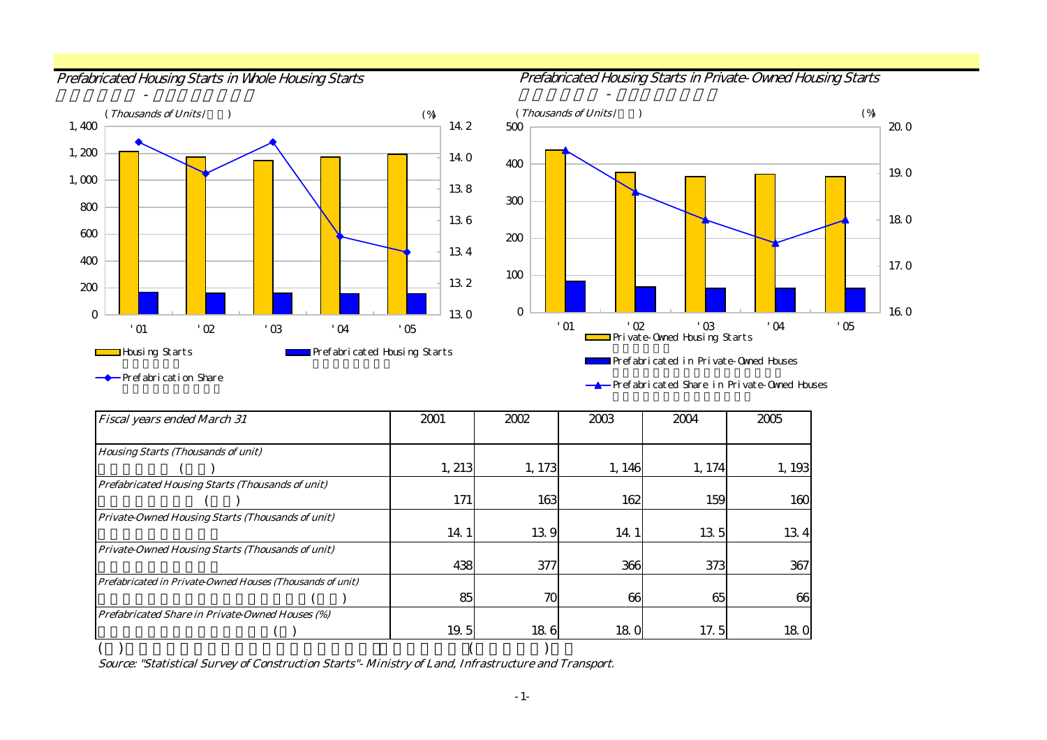## Prefabricated Housing Starts in Whole Housing Starts

(Thousands of Units / ) (%)

- Housing Starts
- Prefabricated Housing Starts
- Prefabrication Share

## Prefabricated Housing Starts in Private-Owned Housing Starts

(Thousands of Units / ) (%)

- Private-Owned Housing Starts
- Prefabricated in Private-Owned Houses
- Prefabricated Share in Private-Owned Houses

| *Fiscal years ended March 31* | 2001 | 2002 | 2003 | 2004 | 2005 |
|---|---|---|---|---|---|
| *Housing Starts (Thousands of unit)* | 1,213 | 1,173 | 1,146 | 1,174 | 1,193 |
| *Prefabricated Housing Starts (Thousands of unit)* | 171 | 163 | 162 | 159 | 160 |
| *Private-Owned Housing Starts (Thousands of unit)* | 14.1 | 13.9 | 14.1 | 13.5 | 13.4 |
| *Private-Owned Housing Starts (Thousands of unit)* | 438 | 377 | 366 | 373 | 367 |
| *Prefabricated in Private-Owned Houses (Thousands of unit)* | 85 | 70 | 66 | 65 | 66 |
| *Prefabricated Share in Private-Owned Houses (%)* | 19.5 | 18.6 | 18.0 | 17.5 | 18.0 |

*Source: "Statistical Survey of Construction Starts"- Ministry of Land, Infrastructure and Transport.*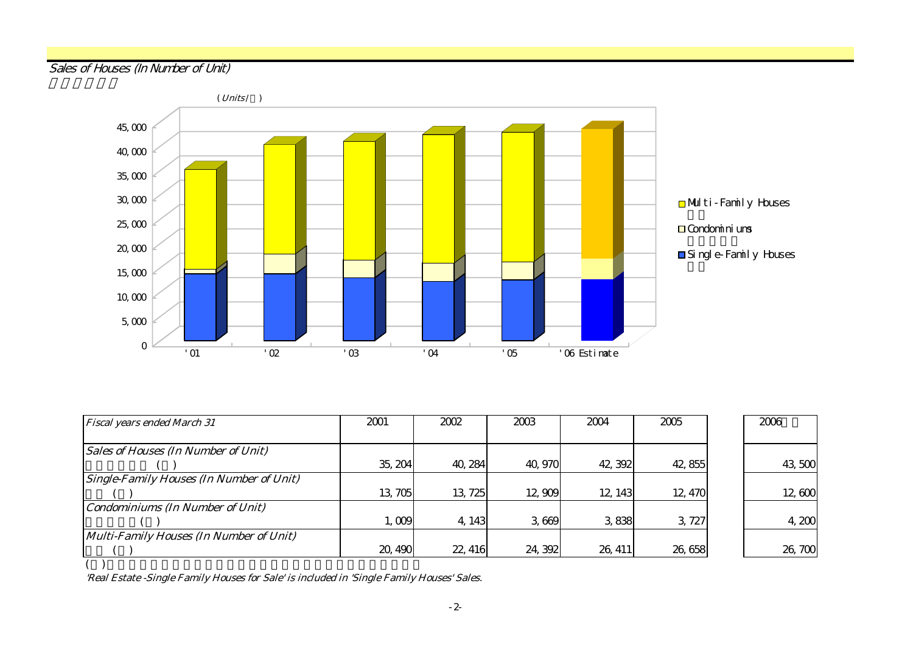## Sales of Houses (In Number of Unit)

(Units/ )

| Fiscal years ended March 31 | 2001 | 2002 | 2003 | 2004 | 2005 | 2006 |
|---|---|---|---|---|---|---|
| Sales of Houses (In Number of Unit) ( ) | 35,204 | 40,284 | 40,970 | 42,392 | 42,855 | 43,500 |
| Single-Family Houses (In Number of Unit) ( ) | 13,705 | 13,725 | 12,909 | 12,143 | 12,470 | 12,600 |
| Condominiums (In Number of Unit) ( ) | 1,009 | 4,143 | 3,669 | 3,838 | 3,727 | 4,200 |
| Multi-Family Houses (In Number of Unit) ( ) | 20,490 | 22,416 | 24,392 | 26,411 | 26,658 | 26,700 |

( )

*'Real Estate -Single Family Houses for Sale' is included in 'Single Family Houses' Sales.*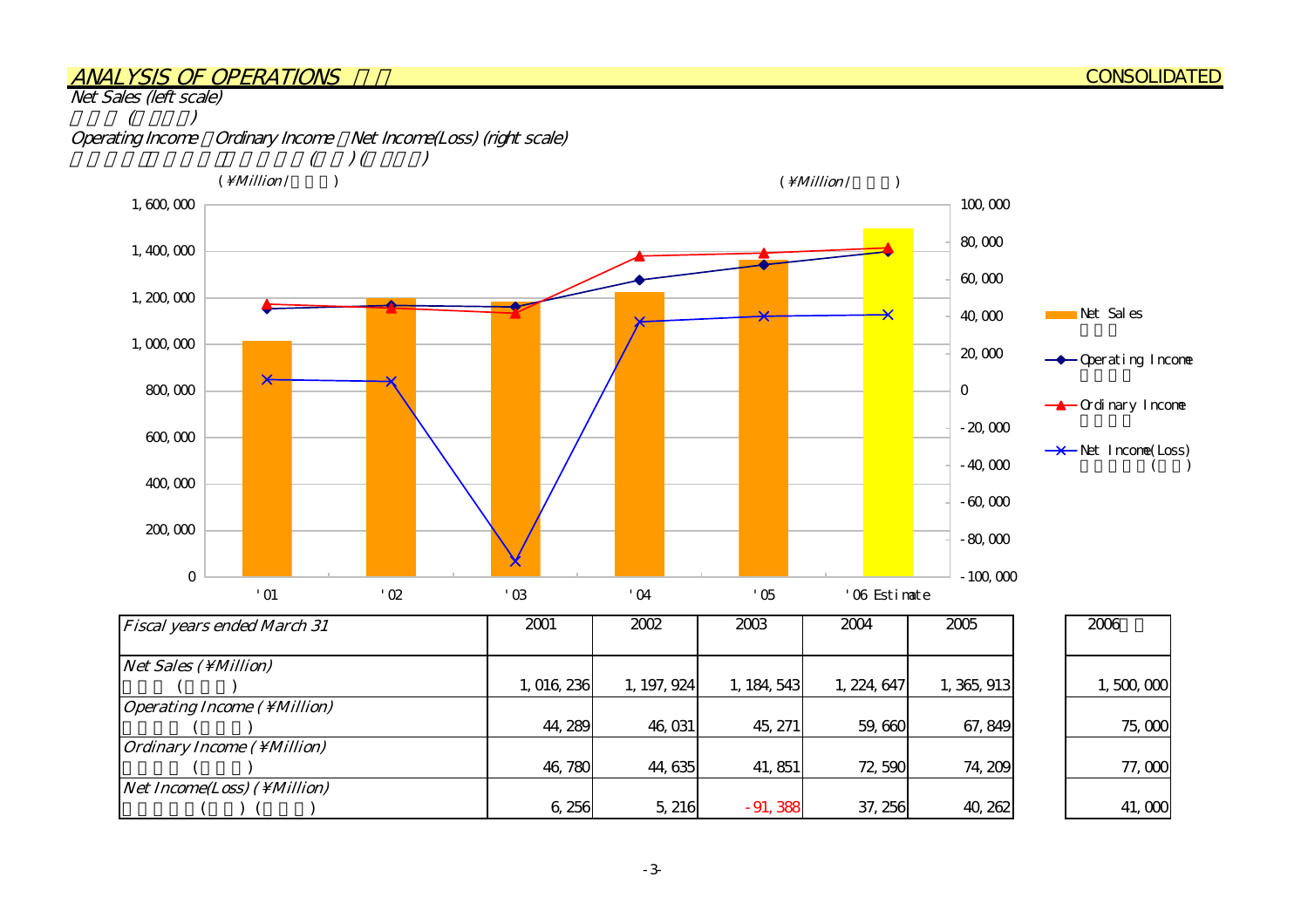# ANALYSIS OF OPERATIONS

CONSOLIDATED

*Net Sales (left scale)*

*Operating Income, Ordinary Income, Net Income(Loss) (right scale)*

(¥Million)

| *Fiscal years ended March 31* | 2001 | 2002 | 2003 | 2004 | 2005 | 2006 |
|---|---|---|---|---|---|---|
| *Net Sales (¥Million)* | 1,016,236 | 1,197,924 | 1,184,543 | 1,224,647 | 1,365,913 | 1,500,000 |
| *Operating Income (¥Million)* | 44,289 | 46,031 | 45,271 | 59,660 | 67,849 | 75,000 |
| *Ordinary Income (¥Million)* | 46,780 | 44,635 | 41,851 | 72,590 | 74,209 | 77,000 |
| *Net Income(Loss) (¥Million)* | 6,256 | 5,216 | -91,388 | 37,256 | 40,262 | 41,000 |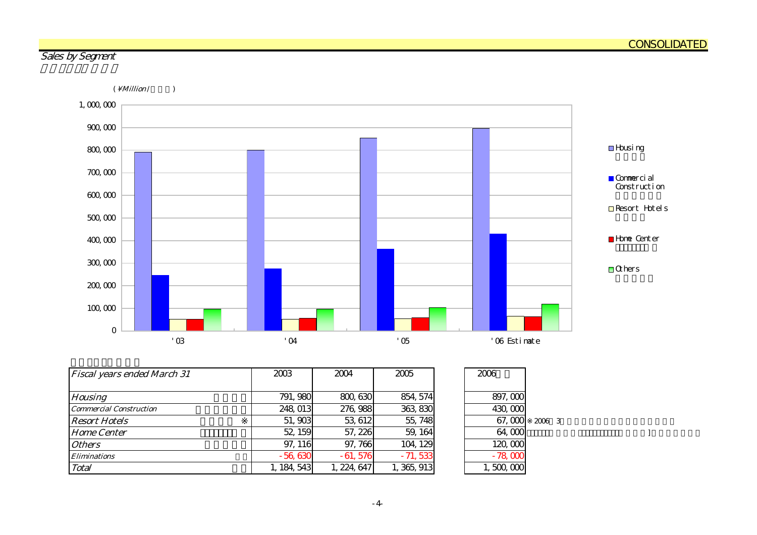CONSOLIDATED

## Sales by Segment

(¥Million/ )

| Fiscal years ended March 31 | 2003 | 2004 | 2005 | 2006 |
|---|---|---|---|---|
| Housing | 791,980 | 800,630 | 854,574 | 897,000 |
| Commercial Construction | 248,013 | 276,988 | 363,830 | 430,000 |
| Resort Hotels ※ | 51,903 | 53,612 | 55,748 | 67,000 |
| Home Center | 52,159 | 57,226 | 59,164 | 64,000 |
| Others | 97,116 | 97,766 | 104,129 | 120,000 |
| Eliminations | -56,630 | -61,576 | -71,533 | -78,000 |
| Total | 1,184,543 | 1,224,647 | 1,365,913 | 1,500,000 |

※2006 3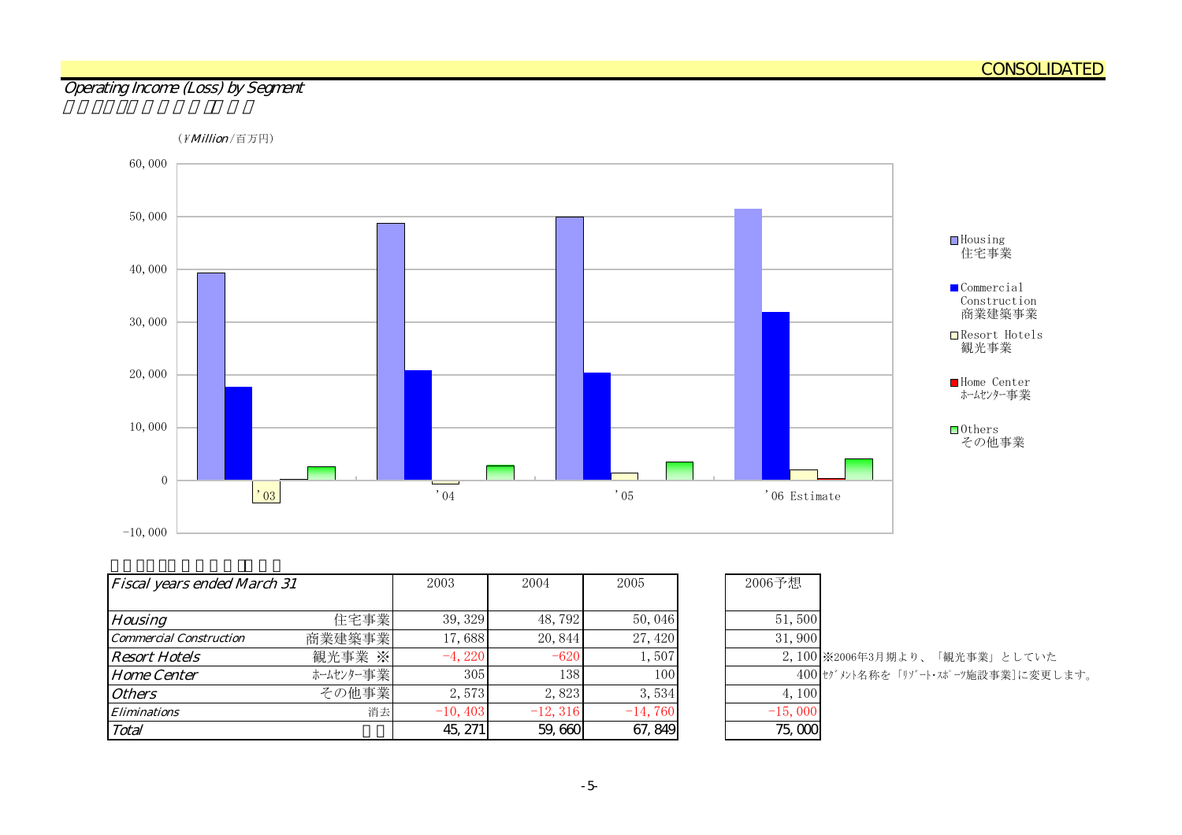CONSOLIDATED

## Operating Income (Loss) by Segment

(￥Million/百万円)

| Fiscal years ended March 31 | | 2003 | 2004 | 2005 | 2006予想 |
|---|---|---|---|---|---|
| Housing | 住宅事業 | 39,329 | 48,792 | 50,046 | 51,500 |
| Commercial Construction | 商業建築事業 | 17,688 | 20,844 | 27,420 | 31,900 |
| Resort Hotels | 観光事業 ※ | -4,220 | -620 | 1,507 | 2,100 |
| Home Center | ﾎｰﾑｾﾝﾀｰ事業 | 305 | 138 | 100 | 400 |
| Others | その他事業 | 2,573 | 2,823 | 3,534 | 4,100 |
| Eliminations | 消去 | -10,403 | -12,316 | -14,760 | -15,000 |
| Total | | 45,271 | 59,660 | 67,849 | 75,000 |

※2006年3月期より、「観光事業」としていたｾｸﾞﾒﾝﾄ名称を「ﾘｿﾞｰﾄ･ｽﾎﾟｰﾂ施設事業]に変更します。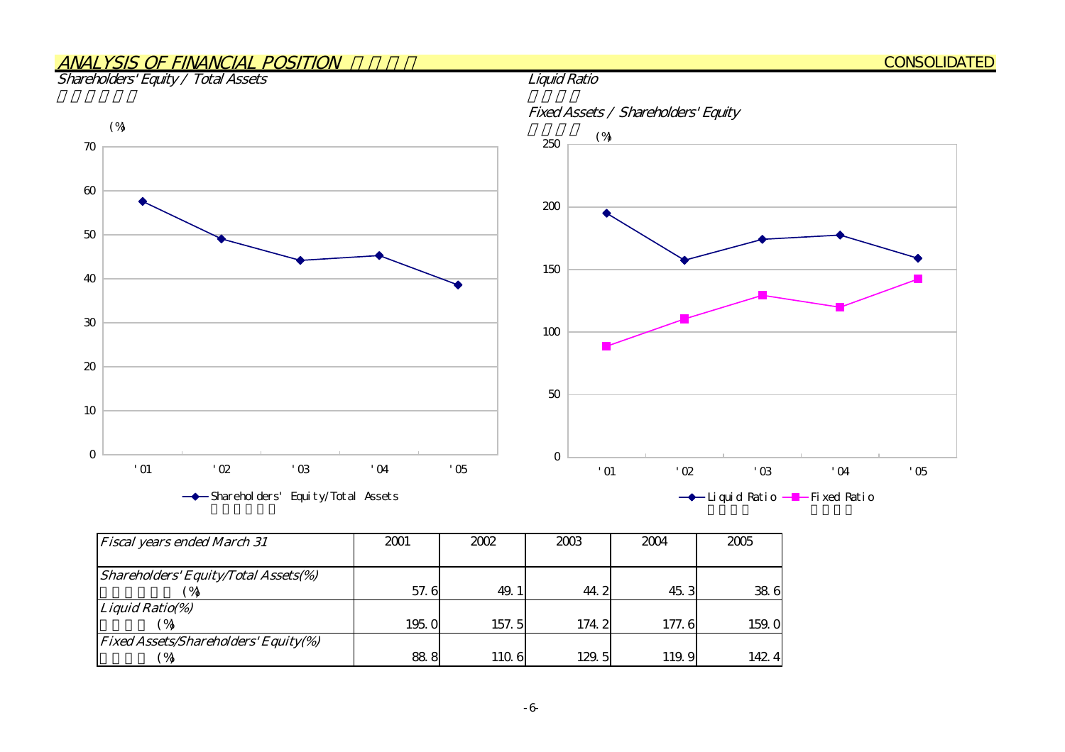## ANALYSIS OF FINANCIAL POSITION

CONSOLIDATED

### Shareholders' Equity / Total Assets

(%)

70
60
50
40
30
20
10
0

'01 '02 '03 '04 '05

Shareholders' Equity/Total Assets

### Liquid Ratio

### Fixed Assets / Shareholders' Equity

(%)

250
200
150
100
50
0

'01 '02 '03 '04 '05

Liquid Ratio　Fixed Ratio

| *Fiscal years ended March 31* | 2001 | 2002 | 2003 | 2004 | 2005 |
|---|---|---|---|---|---|
| *Shareholders' Equity/Total Assets(%)* (%) | 57.6 | 49.1 | 44.2 | 45.3 | 38.6 |
| *Liquid Ratio(%)* (%) | 195.0 | 157.5 | 174.2 | 177.6 | 159.0 |
| *Fixed Assets/Shareholders' Equity(%)* (%) | 88.8 | 110.6 | 129.5 | 119.9 | 142.4 |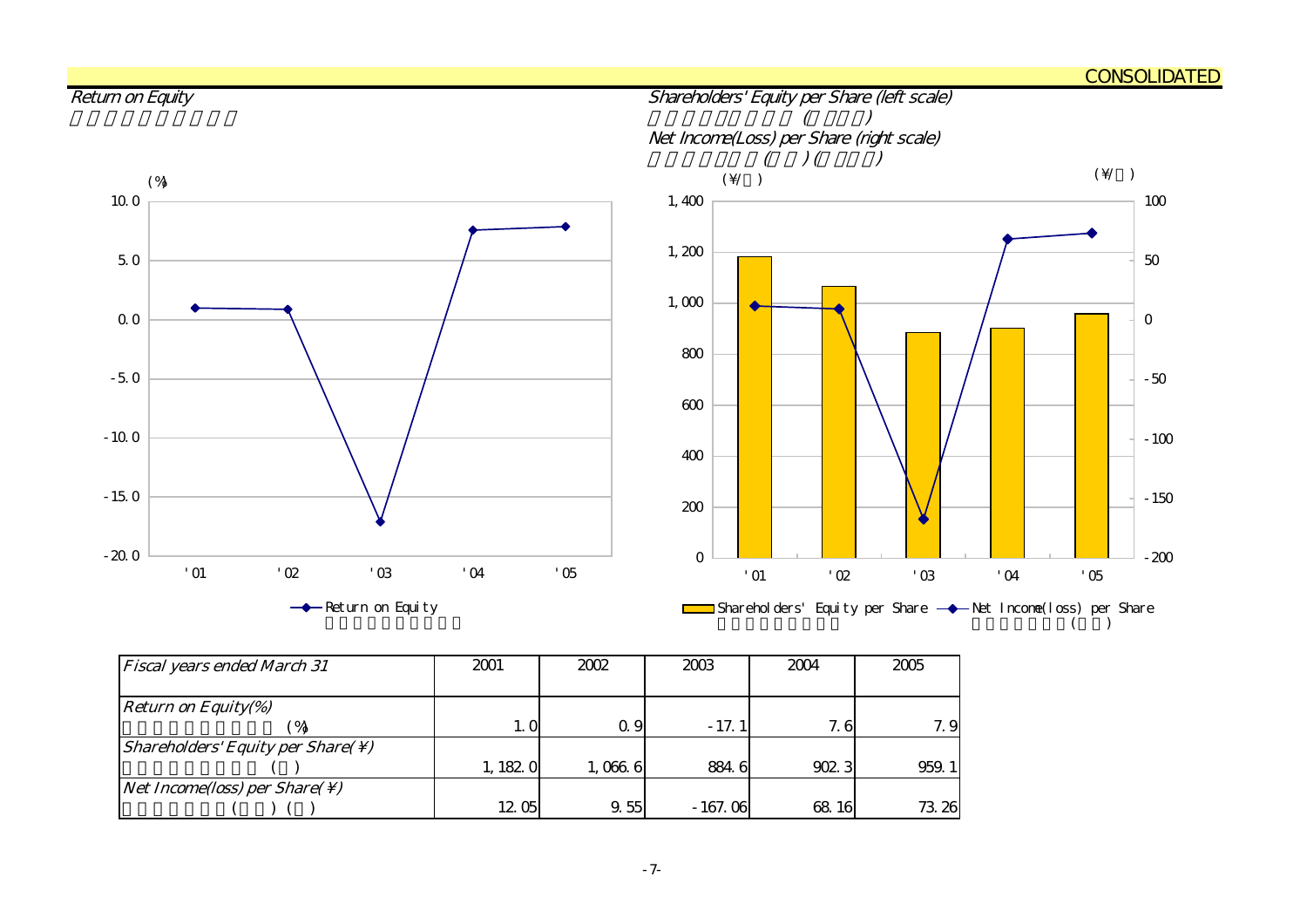CONSOLIDATED

*Return on Equity*

*Shareholders' Equity per Share (left scale)*

*Net Income(Loss) per Share (right scale)*

Return on Equity (%)

| | '01 | '02 | '03 | '04 | '05 |
|---|---|---|---|---|---|
| Return on Equity | 1.0 | 0.9 | -17.1 | 7.6 | 7.9 |

Shareholders' Equity per Share (¥/株) / Net Income(loss) per Share (¥/株)

| | '01 | '02 | '03 | '04 | '05 |
|---|---|---|---|---|---|
| Shareholders' Equity per Share | 1,182.0 | 1,066.6 | 884.6 | 902.3 | 959.1 |
| Net Income(loss) per Share | 12.05 | 9.55 | -167.06 | 68.16 | 73.26 |

| *Fiscal years ended March 31* | 2001 | 2002 | 2003 | 2004 | 2005 |
|---|---|---|---|---|---|
| *Return on Equity(%)* (%) | 1.0 | 0.9 | -17.1 | 7.6 | 7.9 |
| *Shareholders' Equity per Share(¥)* ( ) | 1,182.0 | 1,066.6 | 884.6 | 902.3 | 959.1 |
| *Net Income(loss) per Share(¥)* ( ) ( ) | 12.05 | 9.55 | -167.06 | 68.16 | 73.26 |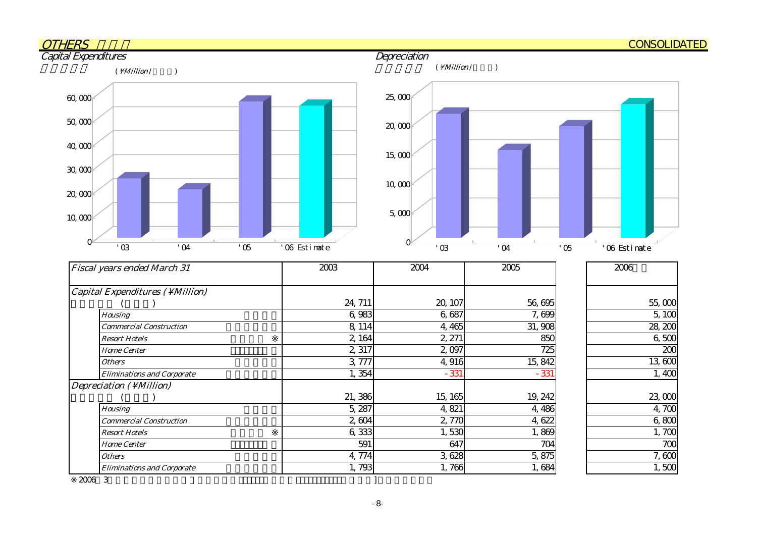## OTHERS

CONSOLIDATED

### Capital Expenditures

(¥Million/ )

| | '03 | '04 | '05 | '06 Estimate |
|---|---|---|---|---|

### Depreciation

(¥Million/ )

| | '03 | '04 | '05 | '06 Estimate |
|---|---|---|---|---|

| Fiscal years ended March 31 | 2003 | 2004 | 2005 | 2006 |
|---|---|---|---|---|
| Capital Expenditures (¥Million) ( ) | 24,711 | 20,107 | 56,695 | 55,000 |
| Housing | 6,983 | 6,687 | 7,699 | 5,100 |
| Commercial Construction | 8,114 | 4,465 | 31,908 | 28,200 |
| Resort Hotels ※ | 2,164 | 2,271 | 850 | 6,500 |
| Home Center | 2,317 | 2,097 | 725 | 200 |
| Others | 3,777 | 4,916 | 15,842 | 13,600 |
| Eliminations and Corporate | 1,354 | -331 | -331 | 1,400 |
| Depreciation (¥Million) ( ) | 21,386 | 15,165 | 19,242 | 23,000 |
| Housing | 5,287 | 4,821 | 4,486 | 4,700 |
| Commercial Construction | 2,604 | 2,770 | 4,622 | 6,800 |
| Resort Hotels ※ | 6,333 | 1,530 | 1,869 | 1,700 |
| Home Center | 591 | 647 | 704 | 700 |
| Others | 4,774 | 3,628 | 5,875 | 7,600 |
| Eliminations and Corporate | 1,793 | 1,766 | 1,684 | 1,500 |

※2006 3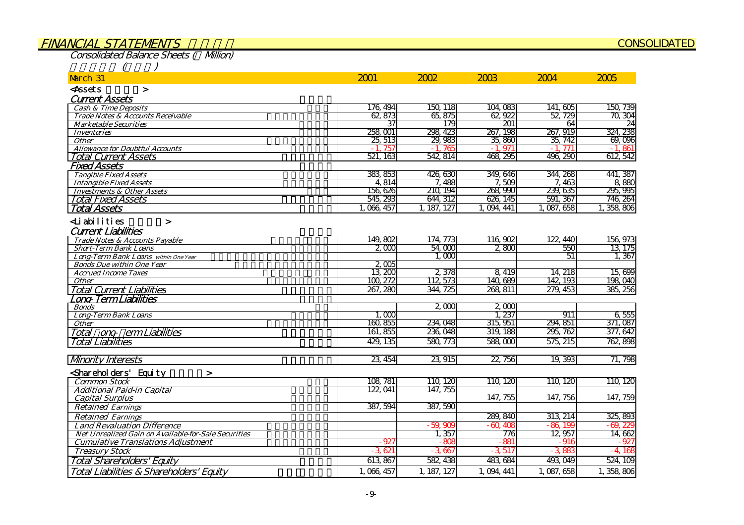## FINANCIAL STATEMENTS

**CONSOLIDATED**

### Consolidated Balance Sheets ( Million)

| March 31 | 2001 | 2002 | 2003 | 2004 | 2005 |
|---|---|---|---|---|---|
| **<Assets >** | | | | | |
| ***Current Assets*** | | | | | |
| *Cash & Time Deposits* | 176,494 | 150,118 | 104,083 | 141,605 | 150,739 |
| *Trade Notes & Accounts Receivable* | 62,873 | 65,875 | 62,922 | 52,729 | 70,304 |
| *Marketable Securities* | 37 | 179 | 201 | 64 | 24 |
| *Inventories* | 258,001 | 298,423 | 267,198 | 267,919 | 324,238 |
| *Other* | 25,513 | 29,983 | 35,860 | 35,742 | 69,096 |
| *Allowance for Doubtful Accounts* | -1,757 | -1,765 | -1,971 | -1,771 | -1,861 |
| *Total Current Assets* | 521,163 | 542,814 | 468,295 | 496,290 | 612,542 |
| ***Fixed Assets*** | | | | | |
| *Tangible Fixed Assets* | 383,853 | 426,630 | 349,646 | 344,268 | 441,387 |
| *Intangible Fixed Assets* | 4,814 | 7,488 | 7,509 | 7,463 | 8,880 |
| *Investments & Other Assets* | 156,626 | 210,194 | 268,990 | 239,635 | 295,995 |
| *Total Fixed Assets* | 545,293 | 644,312 | 626,145 | 591,367 | 746,264 |
| *Total Assets* | 1,066,457 | 1,187,127 | 1,094,441 | 1,087,658 | 1,358,806 |
| **<Liabilities >** | | | | | |
| ***Current Liabilities*** | | | | | |
| *Trade Notes & Accounts Payable* | 149,802 | 174,773 | 116,902 | 122,440 | 156,973 |
| *Short-Term Bank Loans* | 2,000 | 54,000 | 2,800 | 550 | 13,175 |
| *Long-Term Bank Loans within One Year* | | 1,000 | | 51 | 1,367 |
| *Bonds Due within One Year* | 2,005 | | | | |
| *Accrued Income Taxes* | 13,200 | 2,378 | 8,419 | 14,218 | 15,699 |
| *Other* | 100,272 | 112,573 | 140,689 | 142,193 | 198,040 |
| *Total Current Liabilities* | 267,280 | 344,725 | 268,811 | 279,453 | 385,256 |
| ***Long-Term Liabilities*** | | | | | |
| *Bonds* | | 2,000 | 2,000 | | |
| *Long-Term Bank Loans* | 1,000 | | 1,237 | 911 | 6,555 |
| *Other* | 160,855 | 234,048 | 315,951 | 294,851 | 371,087 |
| *Total Long-Term Liabilities* | 161,855 | 236,048 | 319,188 | 295,762 | 377,642 |
| *Total Liabilities* | 429,135 | 580,773 | 588,000 | 575,215 | 762,898 |
| *Minority Interests* | 23,454 | 23,915 | 22,756 | 19,393 | 71,798 |
| **<Shareholders' Equity >** | | | | | |
| *Common Stock* | 108,781 | 110,120 | 110,120 | 110,120 | 110,120 |
| *Additional Paid-in Capital* | 122,041 | 147,755 | | | |
| *Capital Surplus* | | | 147,755 | 147,756 | 147,759 |
| *Retained Earnings* | 387,594 | 387,590 | | | |
| *Retained Earnings* | | | 289,840 | 313,214 | 325,893 |
| *Land Revaluation Difference* | | -59,909 | -60,408 | -86,199 | -69,229 |
| *Net Unrealized Gain on Available-for-Sale Securities* | | 1,357 | 776 | 12,957 | 14,662 |
| *Cumulative Translations Adjustment* | -927 | -808 | -881 | -916 | -927 |
| *Treasury Stock* | -3,621 | -3,667 | -3,517 | -3,883 | -4,168 |
| *Total Shareholders' Equity* | 613,867 | 582,438 | 483,684 | 493,049 | 524,109 |
| *Total Liabilities & Shareholders' Equity* | 1,066,457 | 1,187,127 | 1,094,441 | 1,087,658 | 1,358,806 |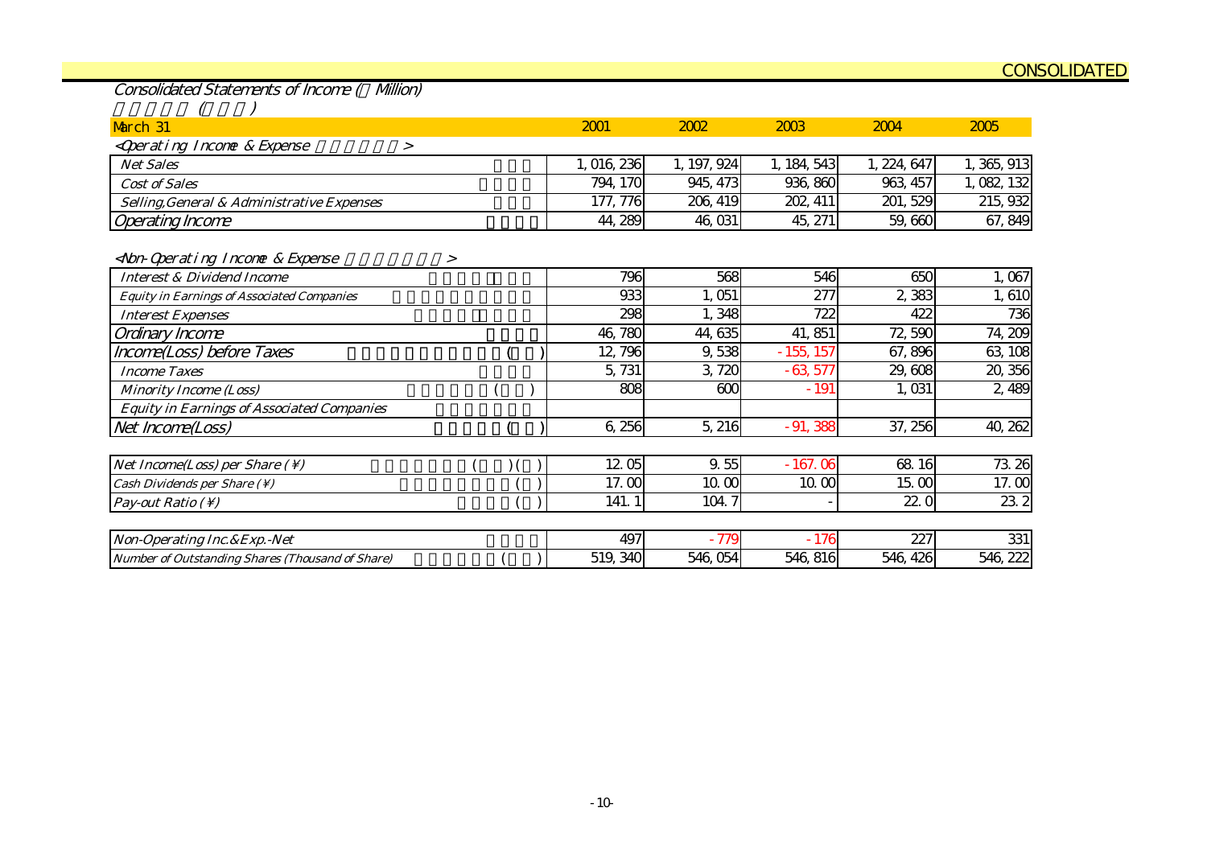CONSOLIDATED

## Consolidated Statements of Income ( Million)

| March 31 | 2001 | 2002 | 2003 | 2004 | 2005 |
|---|---|---|---|---|---|
| *<Operating Income & Expense >* | | | | | |
| Net Sales | 1,016,236 | 1,197,924 | 1,184,543 | 1,224,647 | 1,365,913 |
| Cost of Sales | 794,170 | 945,473 | 936,860 | 963,457 | 1,082,132 |
| Selling,General & Administrative Expenses | 177,776 | 206,419 | 202,411 | 201,529 | 215,932 |
| Operating Income | 44,289 | 46,031 | 45,271 | 59,660 | 67,849 |
| *<Non-Operating Income & Expense >* | | | | | |
| Interest & Dividend Income | 796 | 568 | 546 | 650 | 1,067 |
| Equity in Earnings of Associated Companies | 933 | 1,051 | 277 | 2,383 | 1,610 |
| Interest Expenses | 298 | 1,348 | 722 | 422 | 736 |
| Ordinary Income | 46,780 | 44,635 | 41,851 | 72,590 | 74,209 |
| Income(Loss) before Taxes | 12,796 | 9,538 | -155,157 | 67,896 | 63,108 |
| Income Taxes | 5,731 | 3,720 | -63,577 | 29,608 | 20,356 |
| Minority Income (Loss) | 808 | 600 | -191 | 1,031 | 2,489 |
| Equity in Earnings of Associated Companies | | | | | |
| Net Income(Loss) | 6,256 | 5,216 | -91,388 | 37,256 | 40,262 |

| | 2001 | 2002 | 2003 | 2004 | 2005 |
|---|---|---|---|---|---|
| Net Income(Loss) per Share (¥) | 12.05 | 9.55 | -167.06 | 68.16 | 73.26 |
| Cash Dividends per Share (¥) | 17.00 | 10.00 | 10.00 | 15.00 | 17.00 |
| Pay-out Ratio (¥) | 141.1 | 104.7 | - | 22.0 | 23.2 |

| | 2001 | 2002 | 2003 | 2004 | 2005 |
|---|---|---|---|---|---|
| Non-Operating Inc.&Exp.-Net | 497 | -779 | -176 | 227 | 331 |
| Number of Outstanding Shares (Thousand of Share) | 519,340 | 546,054 | 546,816 | 546,426 | 546,222 |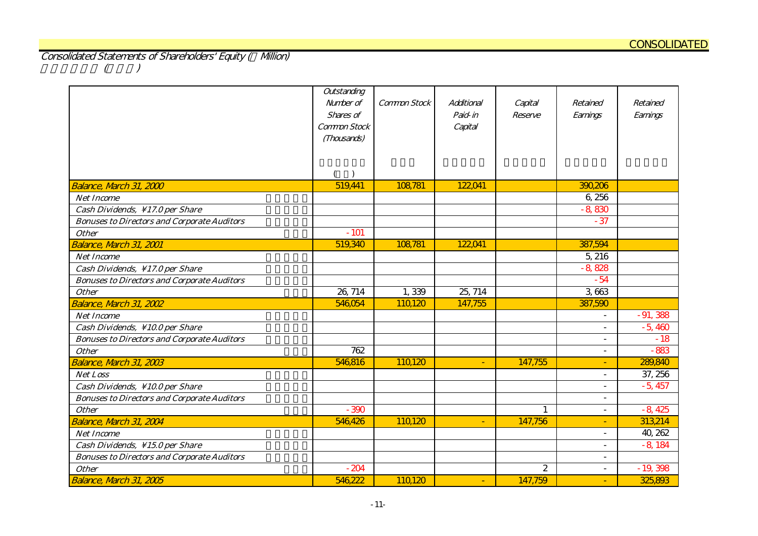CONSOLIDATED

Consolidated Statements of Shareholders' Equity (¥ Million)

| | Outstanding Number of Shares of Common Stock (Thousands) | Common Stock | Additional Paid-in Capital | Capital Reserve | Retained Earnings | Retained Earnings |
|---|---|---|---|---|---|---|
| Balance, March 31, 2000 | 519,441 | 108,781 | 122,041 | | 390,206 | |
| Net Income | | | | | 6,256 | |
| Cash Dividends, ¥17.0 per Share | | | | | -8,830 | |
| Bonuses to Directors and Corporate Auditors | | | | | -37 | |
| Other | -101 | | | | | |
| Balance, March 31, 2001 | 519,340 | 108,781 | 122,041 | | 387,594 | |
| Net Income | | | | | 5,216 | |
| Cash Dividends, ¥17.0 per Share | | | | | -8,828 | |
| Bonuses to Directors and Corporate Auditors | | | | | -54 | |
| Other | 26,714 | 1,339 | 25,714 | | 3,663 | |
| Balance, March 31, 2002 | 546,054 | 110,120 | 147,755 | | 387,590 | |
| Net Income | | | | | - | -91,388 |
| Cash Dividends, ¥10.0 per Share | | | | | - | -5,460 |
| Bonuses to Directors and Corporate Auditors | | | | | - | -18 |
| Other | 762 | | | | - | -883 |
| Balance, March 31, 2003 | 546,816 | 110,120 | - | 147,755 | - | 289,840 |
| Net Loss | | | | | - | 37,256 |
| Cash Dividends, ¥10.0 per Share | | | | | - | -5,457 |
| Bonuses to Directors and Corporate Auditors | | | | | - | |
| Other | -390 | | | 1 | - | -8,425 |
| Balance, March 31, 2004 | 546,426 | 110,120 | - | 147,756 | - | 313,214 |
| Net Income | | | | | - | 40,262 |
| Cash Dividends, ¥15.0 per Share | | | | | - | -8,184 |
| Bonuses to Directors and Corporate Auditors | | | | | - | |
| Other | -204 | | | 2 | - | -19,398 |
| Balance, March 31, 2005 | 546,222 | 110,120 | - | 147,759 | - | 325,893 |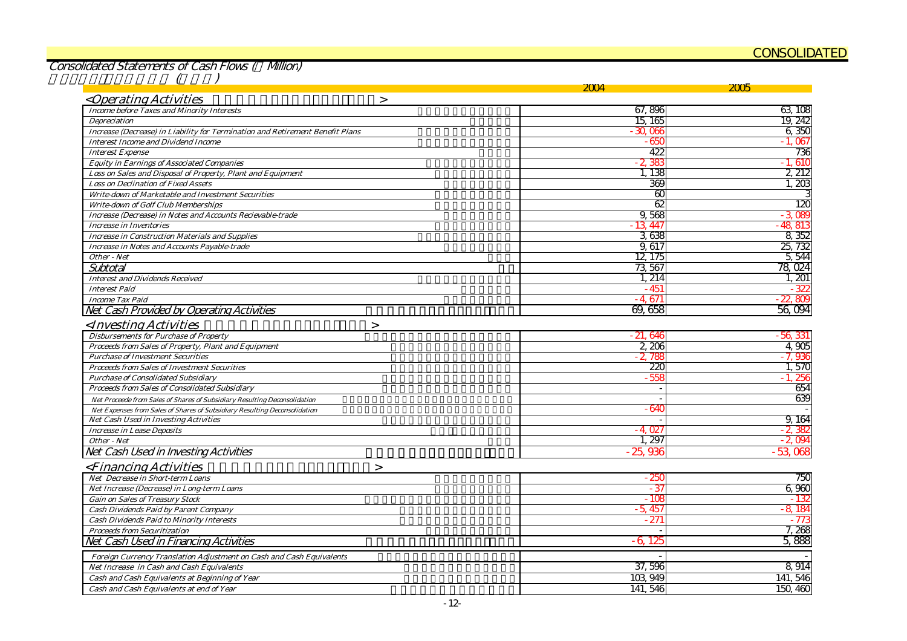CONSOLIDATED

## Consolidated Statements of Cash Flows (¥ Million)

| | 2004 | 2005 |
|---|---|---|
| **<Operating Activities>** | | |
| Income before Taxes and Minority Interests | 67,896 | 63,108 |
| Depreciation | 15,165 | 19,242 |
| Increase (Decrease) in Liability for Termination and Retirement Benefit Plans | -30,066 | 6,350 |
| Interest Income and Dividend Income | -650 | -1,067 |
| Interest Expense | 422 | 736 |
| Equity in Earnings of Associated Companies | -2,383 | -1,610 |
| Loss on Sales and Disposal of Property, Plant and Equipment | 1,138 | 2,212 |
| Loss on Declination of Fixed Assets | 369 | 1,203 |
| Write-down of Marketable and Investment Securities | 60 | 3 |
| Write-down of Golf Club Memberships | 62 | 120 |
| Increase (Decrease) in Notes and Accounts Recievable-trade | 9,568 | -3,089 |
| Increase in Inventories | -13,447 | -48,813 |
| Increase in Construction Materials and Supplies | 3,638 | 8,352 |
| Increase in Notes and Accounts Payable-trade | 9,617 | 25,732 |
| Other - Net | 12,175 | 5,544 |
| Subtotal | 73,567 | 78,024 |
| Interest and Dividends Received | 1,214 | 1,201 |
| Interest Paid | -451 | -322 |
| Income Tax Paid | -4,671 | -22,809 |
| Net Cash Provided by Operating Activities | 69,658 | 56,094 |
| **<Investing Activities>** | | |
| Disbursements for Purchase of Property | -21,646 | -56,331 |
| Proceeds from Sales of Property, Plant and Equipment | 2,206 | 4,905 |
| Purchase of Investment Securities | -2,788 | -7,936 |
| Proceeds from Sales of Investment Securities | 220 | 1,570 |
| Purchase of Consolidated Subsidiary | -558 | -1,256 |
| Proceeds from Sales of Consolidated Subsidiary | - | 654 |
| Net Proceede from Sales of Shares of Subsidiary Resulting Deconsolidation | - | 639 |
| Net Expenses from Sales of Shares of Subsidiary Resulting Deconsolidation | -640 | - |
| Net Cash Used in Investing Activities | - | 9,164 |
| Increase in Lease Deposits | -4,027 | -2,382 |
| Other - Net | 1,297 | -2,094 |
| Net Cash Used in Investing Activities | -25,936 | -53,068 |
| **<Financing Activities>** | | |
| Net Decrease in Short-term Loans | -250 | 750 |
| Net Increase (Decrease) in Long-term Loans | -37 | 6,960 |
| Gain on Sales of Treasury Stock | -108 | -132 |
| Cash Dividends Paid by Parent Company | -5,457 | -8,184 |
| Cash Dividends Paid to Minority Interests | -271 | -773 |
| Proceeds from Securitization | - | 7,268 |
| Net Cash Used in Financing Activities | -6,125 | 5,888 |
| Foreign Currency Translation Adjustment on Cash and Cash Equivalents | - | - |
| Net Increase in Cash and Cash Equivalents | 37,596 | 8,914 |
| Cash and Cash Equivalents at Beginning of Year | 103,949 | 141,546 |
| Cash and Cash Equivalents at end of Year | 141,546 | 150,460 |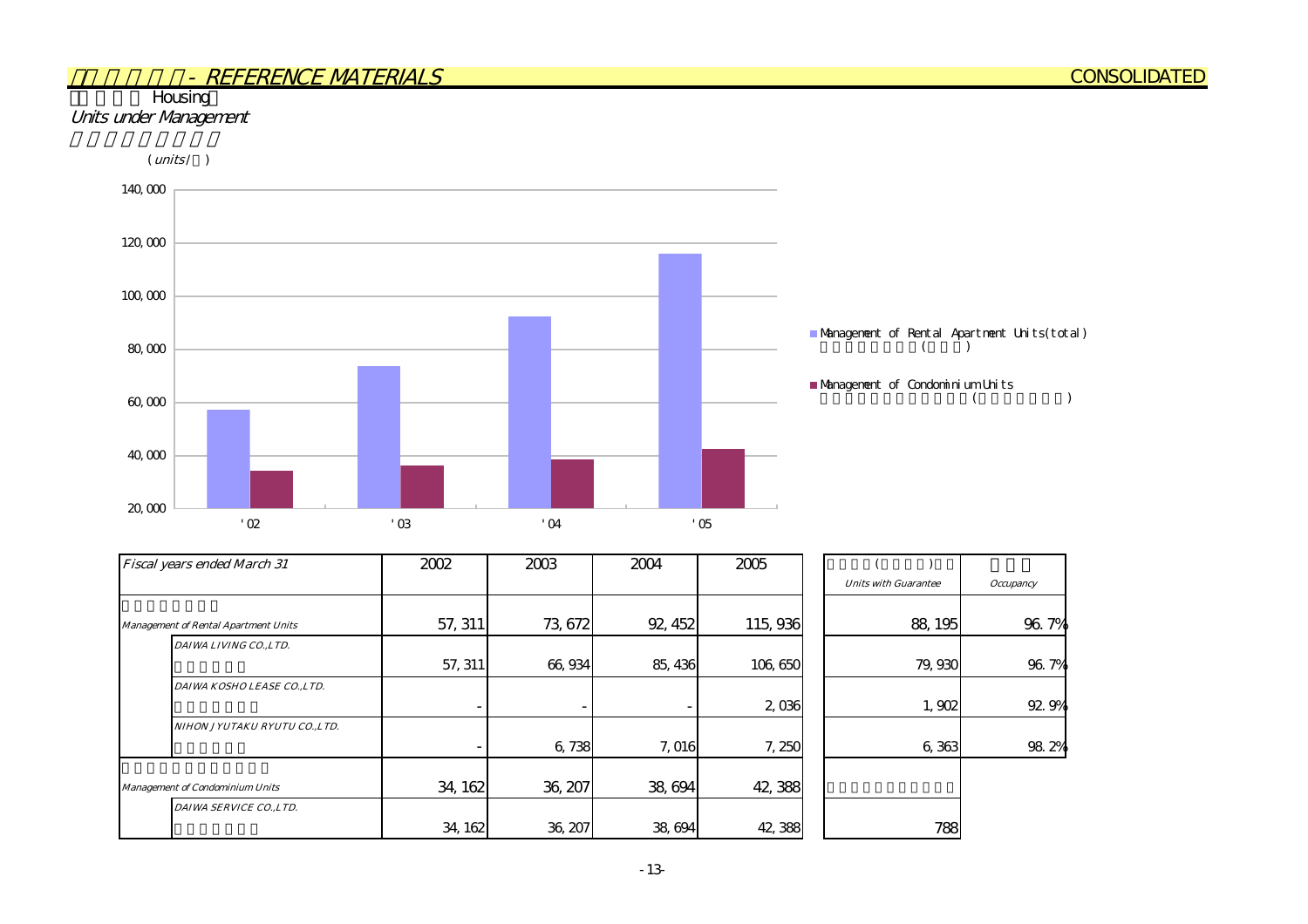## - REFERENCE MATERIALS

CONSOLIDATED

### Housing

*Units under Management*

(*units*/ )

| *Fiscal years ended March 31* | | 2002 | 2003 | 2004 | 2005 | *Units with Guarantee* | *Occupancy* |
|---|---|---|---|---|---|---|---|
| *Management of Rental Apartment Units* | | 57, 311 | 73, 672 | 92, 452 | 115, 936 | 88, 195 | 96. 7% |
| | *DAIWA LIVING CO.,LTD.* | 57, 311 | 66, 934 | 85, 436 | 106, 650 | 79, 930 | 96. 7% |
| | *DAIWA KOSHO LEASE CO.,LTD.* | - | - | - | 2, 036 | 1, 902 | 92. 9% |
| | *NIHON JYUTAKU RYUTU CO.,LTD.* | - | 6, 738 | 7, 016 | 7, 250 | 6, 363 | 98. 2% |
| *Management of Condominium Units* | | 34, 162 | 36, 207 | 38, 694 | 42, 388 | | |
| | *DAIWA SERVICE CO.,LTD.* | 34, 162 | 36, 207 | 38, 694 | 42, 388 | 788 | |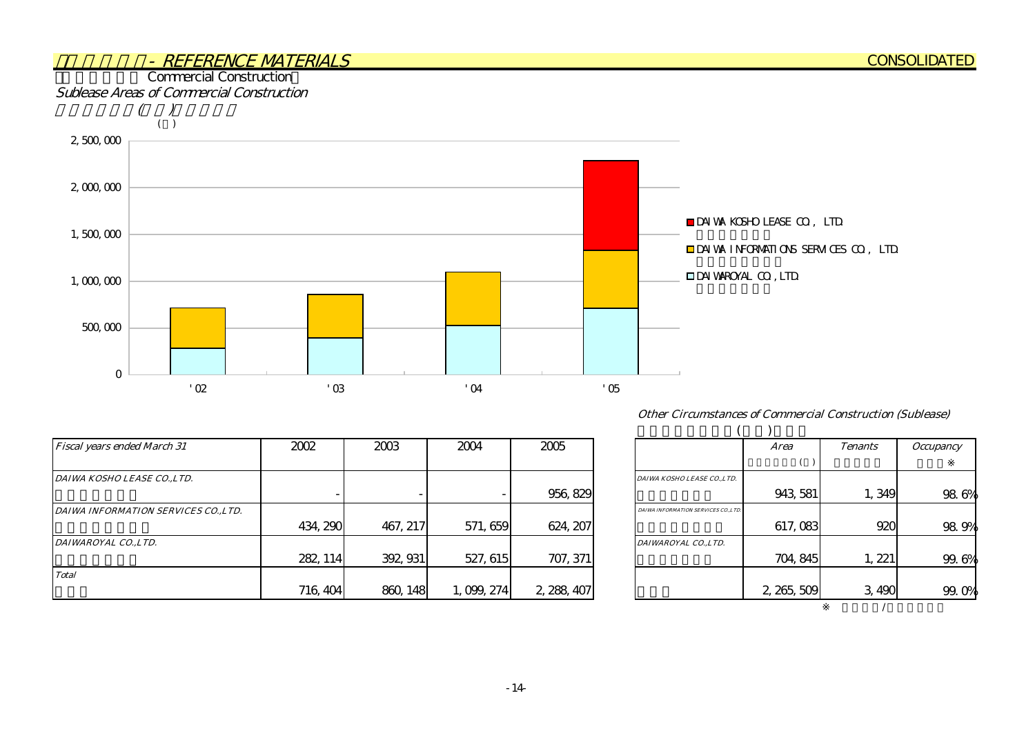## - REFERENCE MATERIALS

CONSOLIDATED

Commercial Construction

*Sublease Areas of Commercial Construction*

| *Fiscal years ended March 31* | 2002 | 2003 | 2004 | 2005 |
|---|---|---|---|---|
| *DAIWA KOSHO LEASE CO.,LTD.* | - | - | - | 956,829 |
| *DAIWA INFORMATION SERVICES CO.,LTD.* | 434,290 | 467,217 | 571,659 | 624,207 |
| *DAIWAROYAL CO.,LTD.* | 282,114 | 392,931 | 527,615 | 707,371 |
| *Total* | 716,404 | 860,148 | 1,099,274 | 2,288,407 |

*Other Circumstances of Commercial Construction (Sublease)*

| | *Area* | *Tenants* | *Occupancy* ※ |
|---|---|---|---|
| *DAIWA KOSHO LEASE CO.,LTD.* | 943,581 | 1,349 | 98.6% |
| *DAIWA INFORMATION SERVICES CO.,LTD.* | 617,083 | 920 | 98.9% |
| *DAIWAROYAL CO.,LTD.* | 704,845 | 1,221 | 99.6% |
| | 2,265,509 | 3,490 | 99.0% |

※ /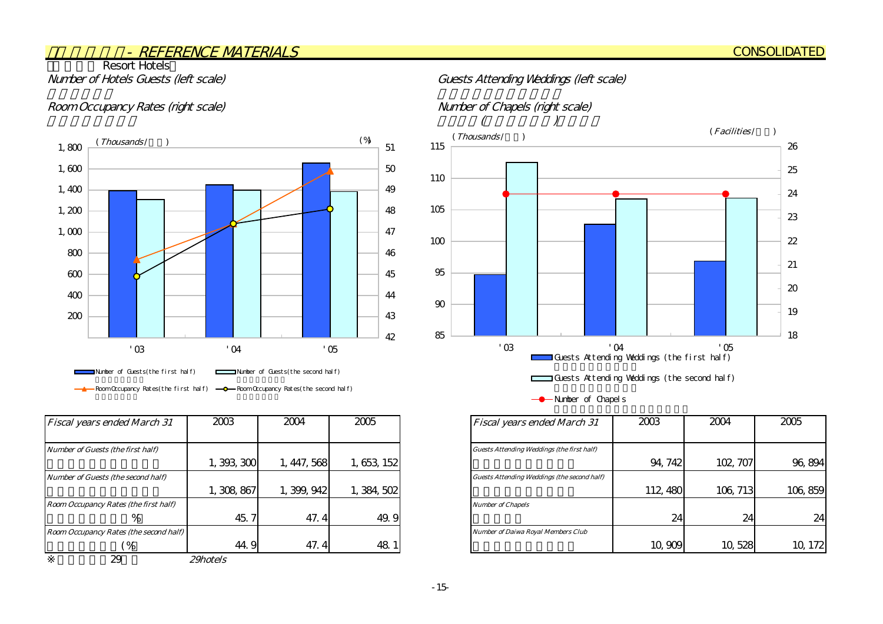## - REFERENCE MATERIALS

CONSOLIDATED

### Resort Hotels

Number of Hotels Guests (left scale)

Room Occupancy Rates (right scale)

Guests Attending Weddings (left scale)

Number of Chapels (right scale)

| Fiscal years ended March 31 | 2003 | 2004 | 2005 |
|---|---|---|---|
| Number of Guests (the first half) | 1,393,300 | 1,447,568 | 1,653,152 |
| Number of Guests (the second half) | 1,308,867 | 1,399,942 | 1,384,502 |
| Room Occupancy Rates (the first half) (%) | 45.7 | 47.4 | 49.9 |
| Room Occupancy Rates (the second half) (%) | 44.9 | 47.4 | 48.1 |

※ 29 29hotels

| Fiscal years ended March 31 | 2003 | 2004 | 2005 |
|---|---|---|---|
| Guests Attending Weddings (the first half) | 94,742 | 102,707 | 96,894 |
| Guests Attending Weddings (the second half) | 112,480 | 106,713 | 106,859 |
| Number of Chapels | 24 | 24 | 24 |
| Number of Daiwa Royal Members Club | 10,909 | 10,528 | 10,172 |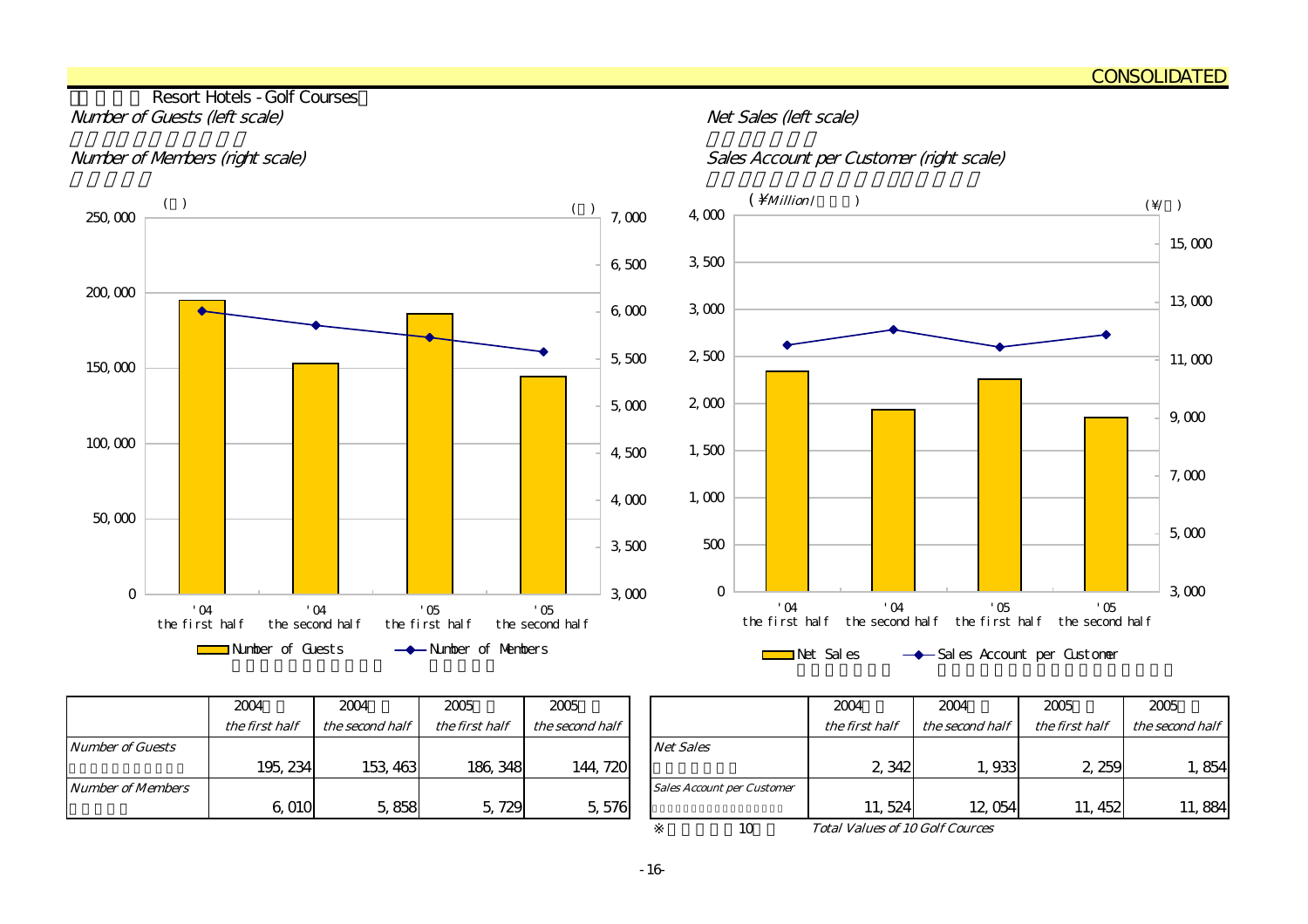CONSOLIDATED

## Resort Hotels - Golf Courses

*Number of Guests (left scale)*
*Number of Members (right scale)*

*Net Sales (left scale)*
*Sales Account per Customer (right scale)*

| | 2004 *the first half* | 2004 *the second half* | 2005 *the first half* | 2005 *the second half* |
|---|---|---|---|---|
| *Number of Guests* | 195,234 | 153,463 | 186,348 | 144,720 |
| *Number of Members* | 6,010 | 5,858 | 5,729 | 5,576 |

| | 2004 *the first half* | 2004 *the second half* | 2005 *the first half* | 2005 *the second half* |
|---|---|---|---|---|
| *Net Sales* | 2,342 | 1,933 | 2,259 | 1,854 |
| *Sales Account per Customer* | 11,524 | 12,054 | 11,452 | 11,884 |

※ 10 *Total Values of 10 Golf Cources*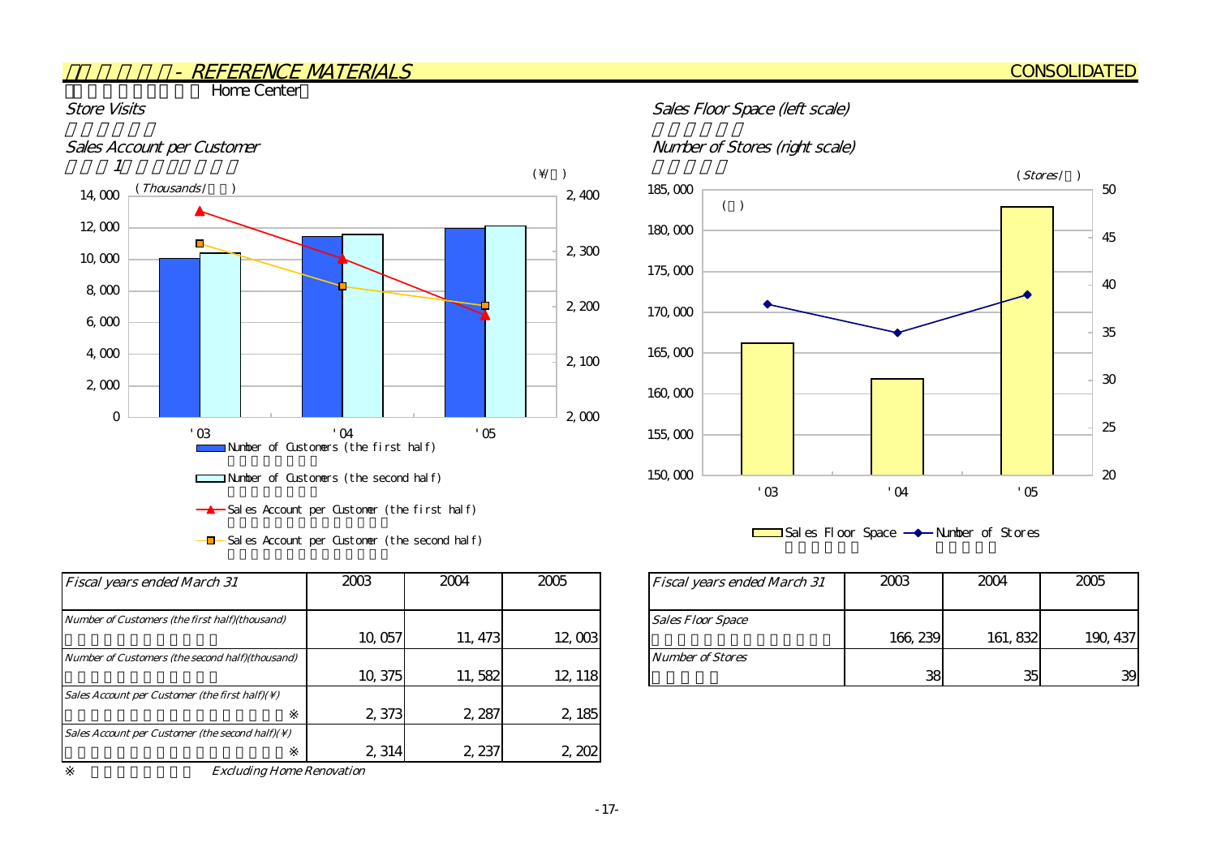## - REFERENCE MATERIALS

CONSOLIDATED

### Home Center

**Store Visits**

**Sales Account per Customer**

(Thousands/) (¥/)

| | '03 | '04 | '05 |
|---|---|---|---|
| Number of Customers (the first half) | | | |
| Number of Customers (the second half) | | | |
| Sales Account per Customer (the first half) | | | |
| Sales Account per Customer (the second half) | | | |

**Sales Floor Space (left scale)**

**Number of Stores (right scale)**

() (Stores/)

Sales Floor Space — Number of Stores

| Fiscal years ended March 31 | 2003 | 2004 | 2005 |
|---|---|---|---|
| Number of Customers (the first half)(thousand) | 10,057 | 11,473 | 12,003 |
| Number of Customers (the second half)(thousand) | 10,375 | 11,582 | 12,118 |
| Sales Account per Customer (the first half)(¥) ※ | 2,373 | 2,287 | 2,185 |
| Sales Account per Customer (the second half)(¥) ※ | 2,314 | 2,237 | 2,202 |

※ *Excluding Home Renovation*

| Fiscal years ended March 31 | 2003 | 2004 | 2005 |
|---|---|---|---|
| Sales Floor Space | 166,239 | 161,832 | 190,437 |
| Number of Stores | 38 | 35 | 39 |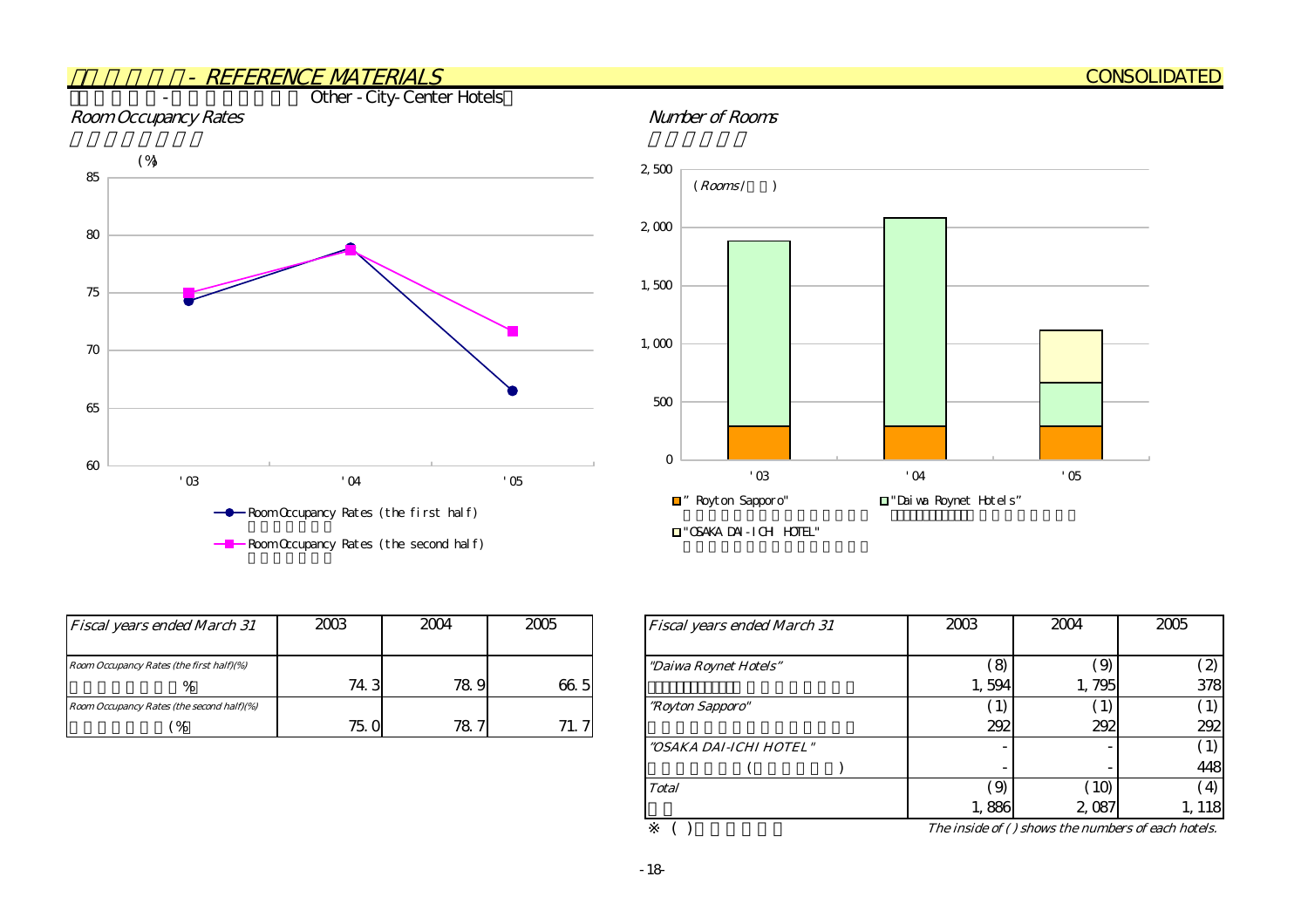## - REFERENCE MATERIALS

CONSOLIDATED

### - Other - City-Center Hotels

**Room Occupancy Rates**

(%)

- Room Occupancy Rates (the first half)
- Room Occupancy Rates (the second half)

**Number of Rooms**

(Rooms / )

- "Royton Sapporo"
- "Daiwa Roynet Hotels"
- "OSAKA DAI-ICHI HOTEL"

| *Fiscal years ended March 31* | 2003 | 2004 | 2005 |
|---|---|---|---|
| *Room Occupancy Rates (the first half)(%)* | 74.3 | 78.9 | 66.5 |
| *Room Occupancy Rates (the second half)(%)* | 75.0 | 78.7 | 71.7 |

| *Fiscal years ended March 31* | 2003 | 2004 | 2005 |
|---|---|---|---|
| *"Daiwa Roynet Hotels"* | (8) | (9) | (2) |
| | 1,594 | 1,795 | 378 |
| *"Royton Sapporo"* | (1) | (1) | (1) |
| | 292 | 292 | 292 |
| *"OSAKA DAI-ICHI HOTEL"* | - | - | (1) |
| | - | - | 448 |
| *Total* | (9) | (10) | (4) |
| | 1,886 | 2,087 | 1,118 |

※ ( ) *The inside of ( ) shows the numbers of each hotels.*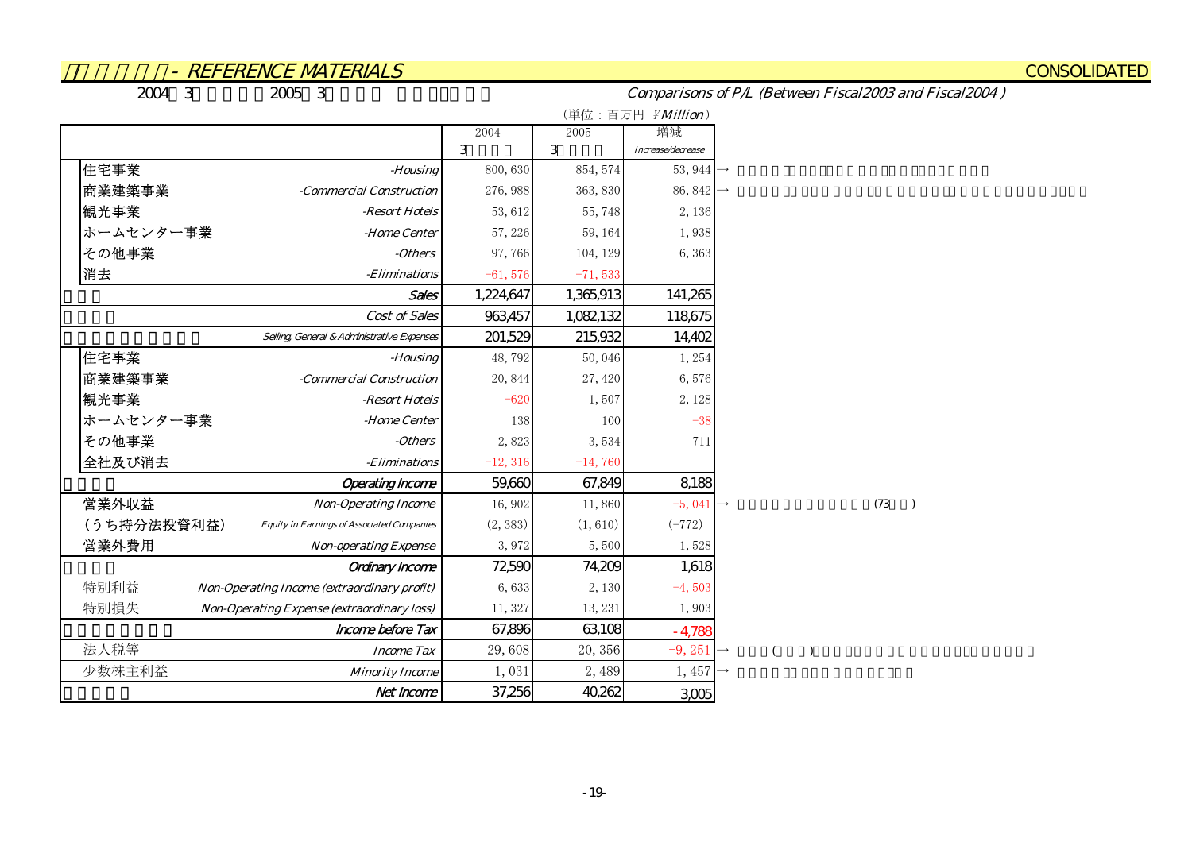## - REFERENCE MATERIALS

CONSOLIDATED

2004 3 2005 3

*Comparisons of P/L (Between Fiscal2003 and Fiscal2004 )*

（単位：百万円 *￥Million*）

| | | 2004 3 | 2005 3 | 増減 *Increase/decrease* |
|---|---|---|---|---|
| 住宅事業 | *-Housing* | 800, 630 | 854, 574 | 53, 944 → |
| 商業建築事業 | *-Commercial Construction* | 276, 988 | 363, 830 | 86, 842 → |
| 観光事業 | *-Resort Hotels* | 53, 612 | 55, 748 | 2, 136 |
| ホームセンター事業 | *-Home Center* | 57, 226 | 59, 164 | 1, 938 |
| その他事業 | *-Others* | 97, 766 | 104, 129 | 6, 363 |
| 消去 | *-Eliminations* | -61, 576 | -71, 533 | |
| | *Sales* | 1,224,647 | 1,365,913 | 141,265 |
| | *Cost of Sales* | 963,457 | 1,082,132 | 118,675 |
| | *Selling, General & Administrative Expenses* | 201,529 | 215,932 | 14,402 |
| 住宅事業 | *-Housing* | 48, 792 | 50, 046 | 1, 254 |
| 商業建築事業 | *-Commercial Construction* | 20, 844 | 27, 420 | 6, 576 |
| 観光事業 | *-Resort Hotels* | -620 | 1, 507 | 2, 128 |
| ホームセンター事業 | *-Home Center* | 138 | 100 | -38 |
| その他事業 | *-Others* | 2, 823 | 3, 534 | 711 |
| 全社及び消去 | *-Eliminations* | -12, 316 | -14, 760 | |
| | *Operating Income* | 59,660 | 67,849 | 8,188 |
| 営業外収益 | *Non-Operating Income* | 16, 902 | 11, 860 | -5, 041 → (73 ) |
| (うち持分法投資利益) | *Equity in Earnings of Associated Companies* | (2, 383) | (1, 610) | (-772) |
| 営業外費用 | *Non-operating Expense* | 3, 972 | 5, 500 | 1, 528 |
| | *Ordinary Income* | 72,590 | 74,209 | 1,618 |
| 特別利益 | *Non-Operating Income (extraordinary profit)* | 6, 633 | 2, 130 | -4, 503 |
| 特別損失 | *Non-Operating Expense (extraordinary loss)* | 11, 327 | 13, 231 | 1, 903 |
| | *Income before Tax* | 67,896 | 63,108 | -4,788 |
| 法人税等 | *Income Tax* | 29, 608 | 20, 356 | -9, 251 → |
| 少数株主利益 | *Minority Income* | 1, 031 | 2, 489 | 1, 457 → |
| | *Net Income* | 37,256 | 40,262 | 3,005 |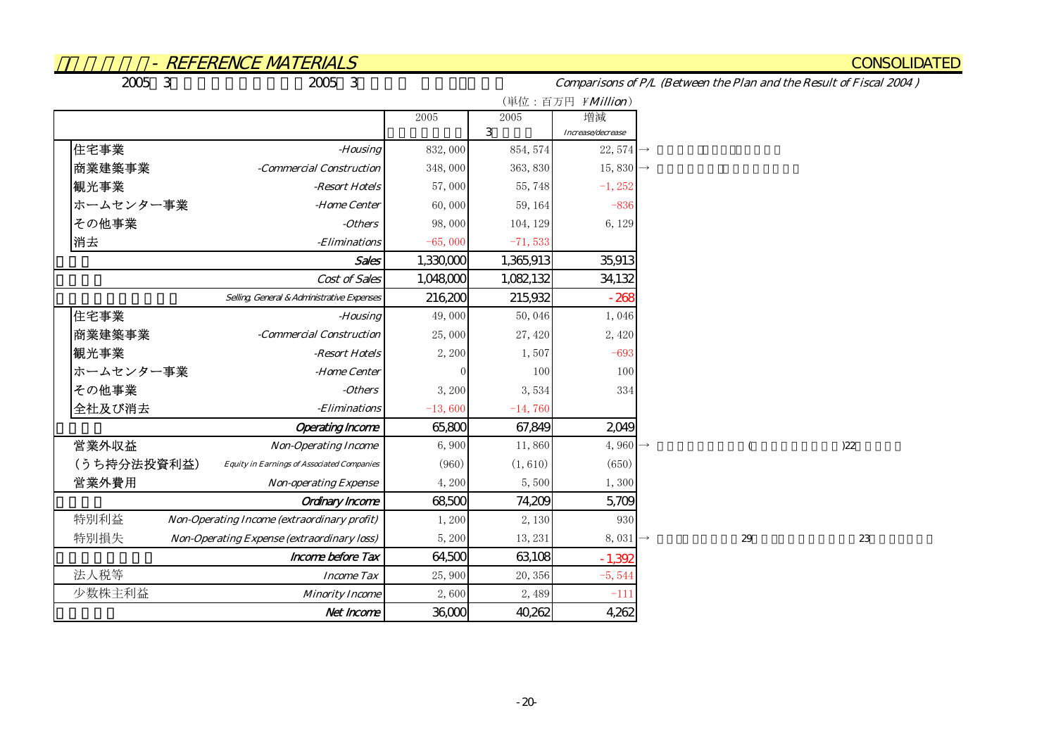## - REFERENCE MATERIALS

CONSOLIDATED

2005 3 2005 3

*Comparisons of P/L (Between the Plan and the Result of Fiscal 2004 )*

（単位：百万円 ￥*Million*）

| | | 2005 | 2005 3 | 増減 *Increase/decrease* | |
|---|---|---|---|---|---|
| 住宅事業 | *-Housing* | 832,000 | 854,574 | 22,574 | → |
| 商業建築事業 | *-Commercial Construction* | 348,000 | 363,830 | 15,830 | → |
| 観光事業 | *-Resort Hotels* | 57,000 | 55,748 | -1,252 | |
| ホームセンター事業 | *-Home Center* | 60,000 | 59,164 | -836 | |
| その他事業 | *-Others* | 98,000 | 104,129 | 6,129 | |
| 消去 | *-Eliminations* | -65,000 | -71,533 | | |
| | *Sales* | 1,330,000 | 1,365,913 | 35,913 | |
| | *Cost of Sales* | 1,048,000 | 1,082,132 | 34,132 | |
| | *Selling, General & Administrative Expenses* | 216,200 | 215,932 | -268 | |
| 住宅事業 | *-Housing* | 49,000 | 50,046 | 1,046 | |
| 商業建築事業 | *-Commercial Construction* | 25,000 | 27,420 | 2,420 | |
| 観光事業 | *-Resort Hotels* | 2,200 | 1,507 | -693 | |
| ホームセンター事業 | *-Home Center* | 0 | 100 | 100 | |
| その他事業 | *-Others* | 3,200 | 3,534 | 334 | |
| 全社及び消去 | *-Eliminations* | -13,600 | -14,760 | | |
| | *Operating Income* | 65,800 | 67,849 | 2,049 | |
| 営業外収益 | *Non-Operating Income* | 6,900 | 11,860 | 4,960 | → ( )22 |
| （うち持分法投資利益） | *Equity in Earnings of Associated Companies* | (960) | (1,610) | (650) | |
| 営業外費用 | *Non-operating Expense* | 4,200 | 5,500 | 1,300 | |
| | *Ordinary Income* | 68,500 | 74,209 | 5,709 | |
| 特別利益 | *Non-Operating Income (extraordinary profit)* | 1,200 | 2,130 | 930 | |
| 特別損失 | *Non-Operating Expense (extraordinary loss)* | 5,200 | 13,231 | 8,031 | → 29 23 |
| | *Income before Tax* | 64,500 | 63,108 | -1,392 | |
| 法人税等 | *Income Tax* | 25,900 | 20,356 | -5,544 | |
| 少数株主利益 | *Minority Income* | 2,600 | 2,489 | -111 | |
| | *Net Income* | 36,000 | 40,262 | 4,262 | |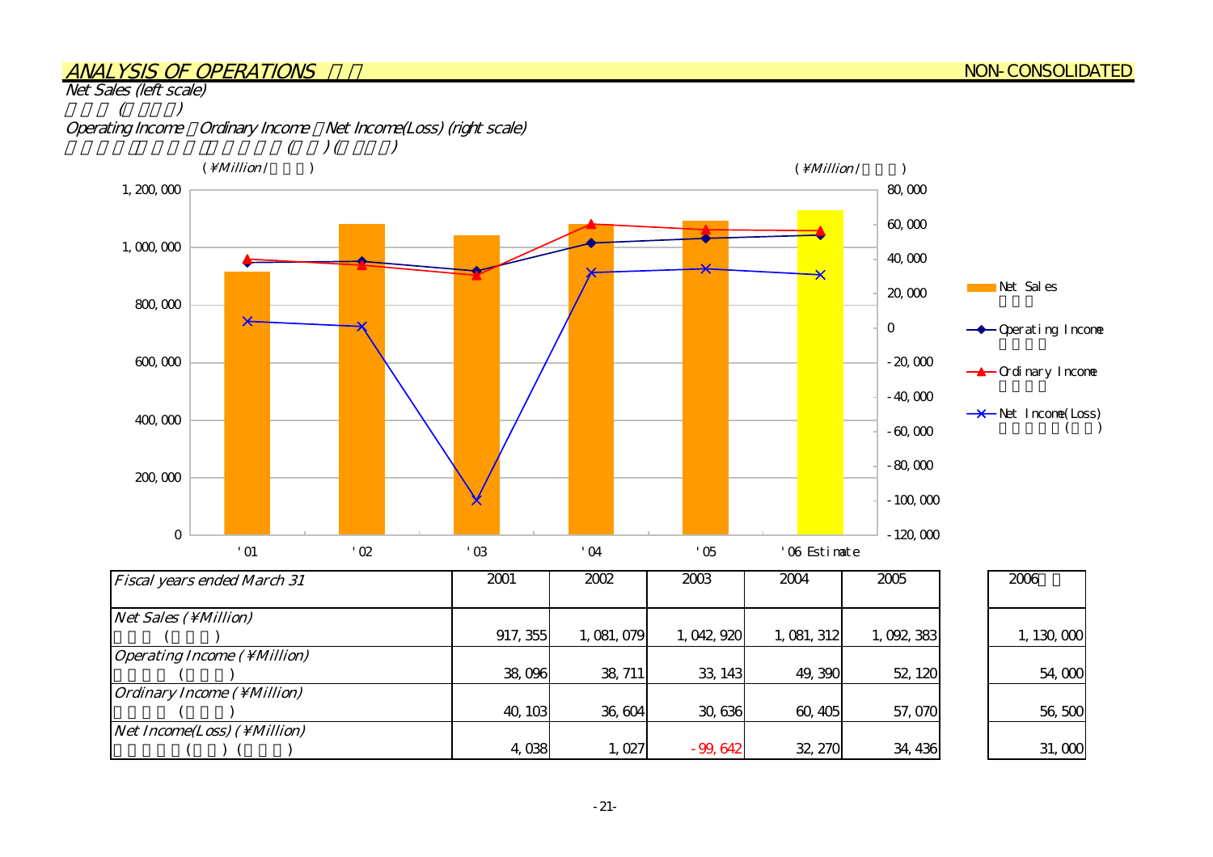## ANALYSIS OF OPERATIONS

NON-CONSOLIDATED

*Net Sales (left scale)*

*Operating Income, Ordinary Income, Net Income(Loss) (right scale)*

(¥Million)

| Fiscal years ended March 31 | 2001 | 2002 | 2003 | 2004 | 2005 | 2006 |
|---|---|---|---|---|---|---|
| Net Sales (¥Million) | 917,355 | 1,081,079 | 1,042,920 | 1,081,312 | 1,092,383 | 1,130,000 |
| Operating Income (¥Million) | 38,096 | 38,711 | 33,143 | 49,390 | 52,120 | 54,000 |
| Ordinary Income (¥Million) | 40,103 | 36,604 | 30,636 | 60,405 | 57,070 | 56,500 |
| Net Income(Loss) (¥Million) | 4,038 | 1,027 | -99,642 | 32,270 | 34,436 | 31,000 |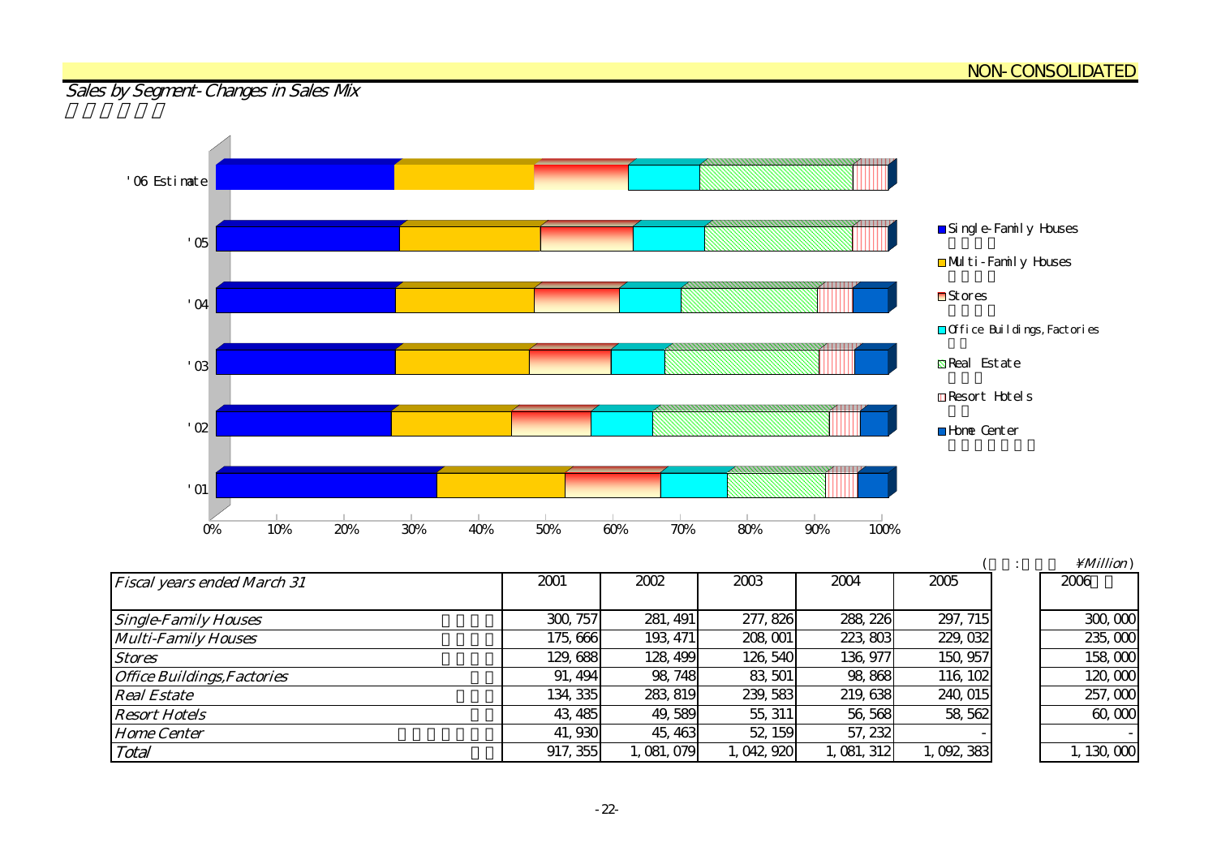NON-CONSOLIDATED

## *Sales by Segment-Changes in Sales Mix*

'06 Estimate
'05
'04
'03
'02
'01

0% 10% 20% 30% 40% 50% 60% 70% 80% 90% 100%

- Single-Family Houses
- Multi-Family Houses
- Stores
- Office Buildings,Factories
- Real Estate
- Resort Hotels
- Home Center

( : ¥*Million*)

| *Fiscal years ended March 31* | 2001 | 2002 | 2003 | 2004 | 2005 | 2006 |
|---|---|---|---|---|---|---|
| *Single-Family Houses* | 300,757 | 281,491 | 277,826 | 288,226 | 297,715 | 300,000 |
| *Multi-Family Houses* | 175,666 | 193,471 | 208,001 | 223,803 | 229,032 | 235,000 |
| *Stores* | 129,688 | 128,499 | 126,540 | 136,977 | 150,957 | 158,000 |
| *Office Buildings,Factories* | 91,494 | 98,748 | 83,501 | 98,868 | 116,102 | 120,000 |
| *Real Estate* | 134,335 | 283,819 | 239,583 | 219,638 | 240,015 | 257,000 |
| *Resort Hotels* | 43,485 | 49,589 | 55,311 | 56,568 | 58,562 | 60,000 |
| *Home Center* | 41,930 | 45,463 | 52,159 | 57,232 | - | - |
| *Total* | 917,355 | 1,081,079 | 1,042,920 | 1,081,312 | 1,092,383 | 1,130,000 |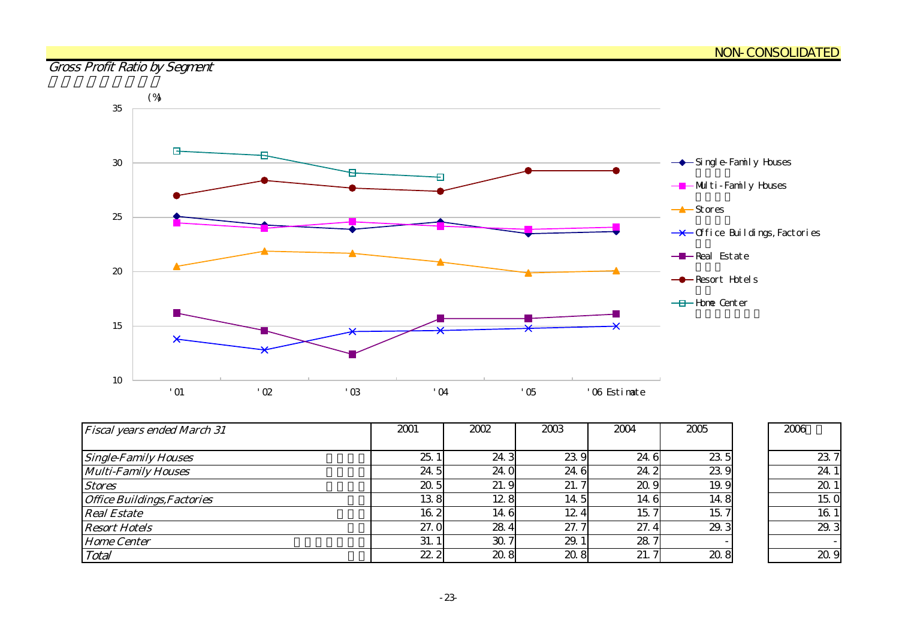NON-CONSOLIDATED

## *Gross Profit Ratio by Segment*

| *Fiscal years ended March 31* | 2001 | 2002 | 2003 | 2004 | 2005 | 2006 |
|---|---|---|---|---|---|---|
| *Single-Family Houses* | 25.1 | 24.3 | 23.9 | 24.6 | 23.5 | 23.7 |
| *Multi-Family Houses* | 24.5 | 24.0 | 24.6 | 24.2 | 23.9 | 24.1 |
| *Stores* | 20.5 | 21.9 | 21.7 | 20.9 | 19.9 | 20.1 |
| *Office Buildings,Factories* | 13.8 | 12.8 | 14.5 | 14.6 | 14.8 | 15.0 |
| *Real Estate* | 16.2 | 14.6 | 12.4 | 15.7 | 15.7 | 16.1 |
| *Resort Hotels* | 27.0 | 28.4 | 27.7 | 27.4 | 29.3 | 29.3 |
| *Home Center* | 31.1 | 30.7 | 29.1 | 28.7 | - | - |
| *Total* | 22.2 | 20.8 | 20.8 | 21.7 | 20.8 | 20.9 |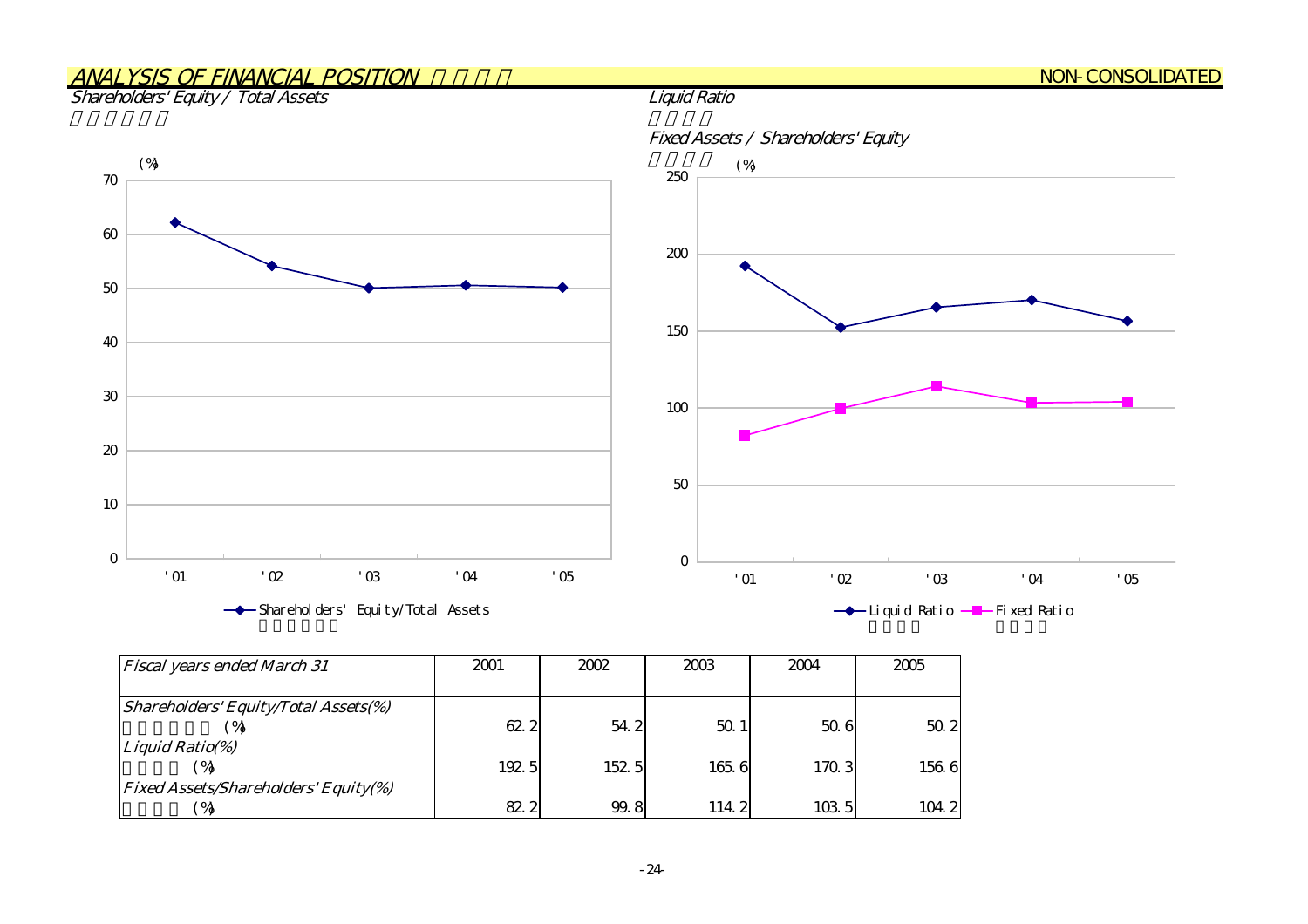## *ANALYSIS OF FINANCIAL POSITION*

NON-CONSOLIDATED

*Shareholders' Equity / Total Assets*

*Liquid Ratio*

*Fixed Assets / Shareholders' Equity*

| *Fiscal years ended March 31* | 2001 | 2002 | 2003 | 2004 | 2005 |
|---|---|---|---|---|---|
| *Shareholders' Equity/Total Assets(%)* (%) | 62.2 | 54.2 | 50.1 | 50.6 | 50.2 |
| *Liquid Ratio(%)* (%) | 192.5 | 152.5 | 165.6 | 170.3 | 156.6 |
| *Fixed Assets/Shareholders' Equity(%)* (%) | 82.2 | 99.8 | 114.2 | 103.5 | 104.2 |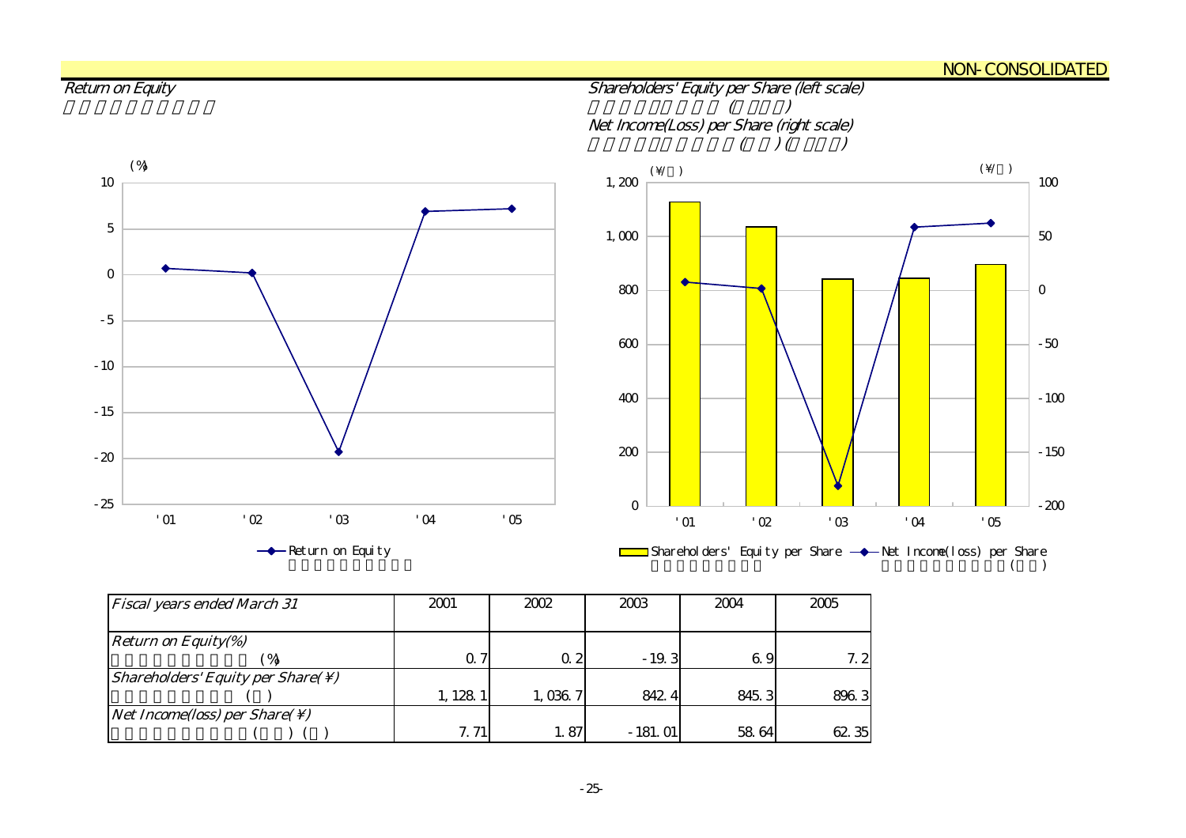NON-CONSOLIDATED

*Return on Equity*

*Shareholders' Equity per Share (left scale)*

*Net Income(Loss) per Share (right scale)*

| *Fiscal years ended March 31* | 2001 | 2002 | 2003 | 2004 | 2005 |
|---|---|---|---|---|---|
| *Return on Equity(%)* (%) | 0.7 | 0.2 | -19.3 | 6.9 | 7.2 |
| *Shareholders' Equity per Share(¥)* ( ) | 1,128.1 | 1,036.7 | 842.4 | 845.3 | 896.3 |
| *Net Income(loss) per Share(¥)* ( ) ( ) | 7.71 | 1.87 | -181.01 | 58.64 | 62.35 |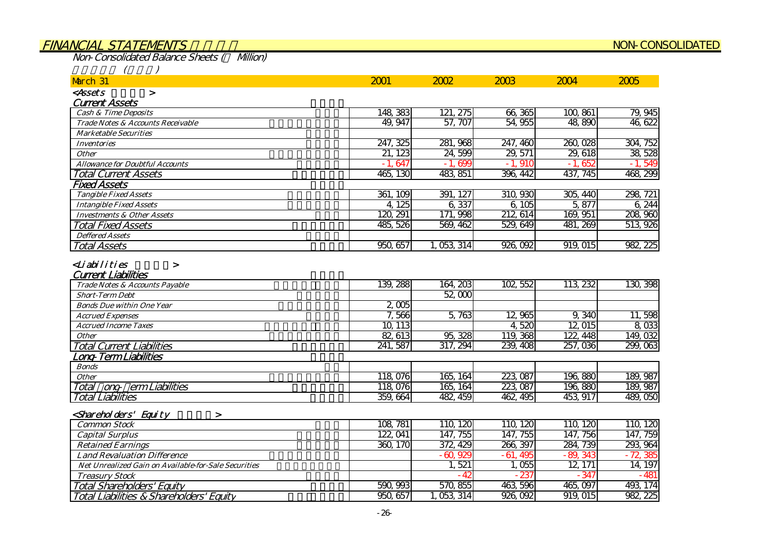## FINANCIAL STATEMENTS

NON-CONSOLIDATED

### Non-Consolidated Balance Sheets (¥ Million)

| March 31 | 2001 | 2002 | 2003 | 2004 | 2005 |
|---|---|---|---|---|---|
| **<Assets>** | | | | | |
| ***Current Assets*** | | | | | |
| *Cash & Time Deposits* | 148,383 | 121,275 | 66,365 | 100,861 | 79,945 |
| *Trade Notes & Accounts Receivable* | 49,947 | 57,707 | 54,955 | 48,890 | 46,622 |
| *Marketable Securities* | | | | | |
| *Inventories* | 247,325 | 281,968 | 247,460 | 260,028 | 304,752 |
| *Other* | 21,123 | 24,599 | 29,571 | 29,618 | 38,528 |
| *Allowance for Doubtful Accounts* | -1,647 | -1,699 | -1,910 | -1,652 | -1,549 |
| *Total Current Assets* | 465,130 | 483,851 | 396,442 | 437,745 | 468,299 |
| ***Fixed Assets*** | | | | | |
| *Tangible Fixed Assets* | 361,109 | 391,127 | 310,930 | 305,440 | 298,721 |
| *Intangible Fixed Assets* | 4,125 | 6,337 | 6,105 | 5,877 | 6,244 |
| *Investments & Other Assets* | 120,291 | 171,998 | 212,614 | 169,951 | 208,960 |
| *Total Fixed Assets* | 485,526 | 569,462 | 529,649 | 481,269 | 513,926 |
| *Deffered Assets* | | | | | |
| *Total Assets* | 950,657 | 1,053,314 | 926,092 | 919,015 | 982,225 |
| **<Liabilities>** | | | | | |
| ***Current Liabilities*** | | | | | |
| *Trade Notes & Accounts Payable* | 139,288 | 164,203 | 102,552 | 113,232 | 130,398 |
| *Short-Term Debt* | | 52,000 | | | |
| *Bonds Due within One Year* | 2,005 | | | | |
| *Accrued Expenses* | 7,566 | 5,763 | 12,965 | 9,340 | 11,598 |
| *Accrued Income Taxes* | 10,113 | | 4,520 | 12,015 | 8,033 |
| *Other* | 82,613 | 95,328 | 119,368 | 122,448 | 149,032 |
| *Total Current Liabilities* | 241,587 | 317,294 | 239,408 | 257,036 | 299,063 |
| ***Long-Term Liabilities*** | | | | | |
| *Bonds* | | | | | |
| *Other* | 118,076 | 165,164 | 223,087 | 196,880 | 189,987 |
| *Total Long-Term Liabilities* | 118,076 | 165,164 | 223,087 | 196,880 | 189,987 |
| *Total Liabilities* | 359,664 | 482,459 | 462,495 | 453,917 | 489,050 |
| **<Shareholders' Equity>** | | | | | |
| *Common Stock* | 108,781 | 110,120 | 110,120 | 110,120 | 110,120 |
| *Capital Surplus* | 122,041 | 147,755 | 147,755 | 147,756 | 147,759 |
| *Retained Earnings* | 360,170 | 372,429 | 266,397 | 284,739 | 293,964 |
| *Land Revaluation Difference* | | -60,929 | -61,495 | -89,343 | -72,385 |
| *Net Unrealized Gain on Available-for-Sale Securities* | | 1,521 | 1,055 | 12,171 | 14,197 |
| *Treasury Stock* | | -42 | -237 | -347 | -481 |
| *Total Shareholders' Equity* | 590,993 | 570,855 | 463,596 | 465,097 | 493,174 |
| *Total Liabilities & Shareholders' Equity* | 950,657 | 1,053,314 | 926,092 | 919,015 | 982,225 |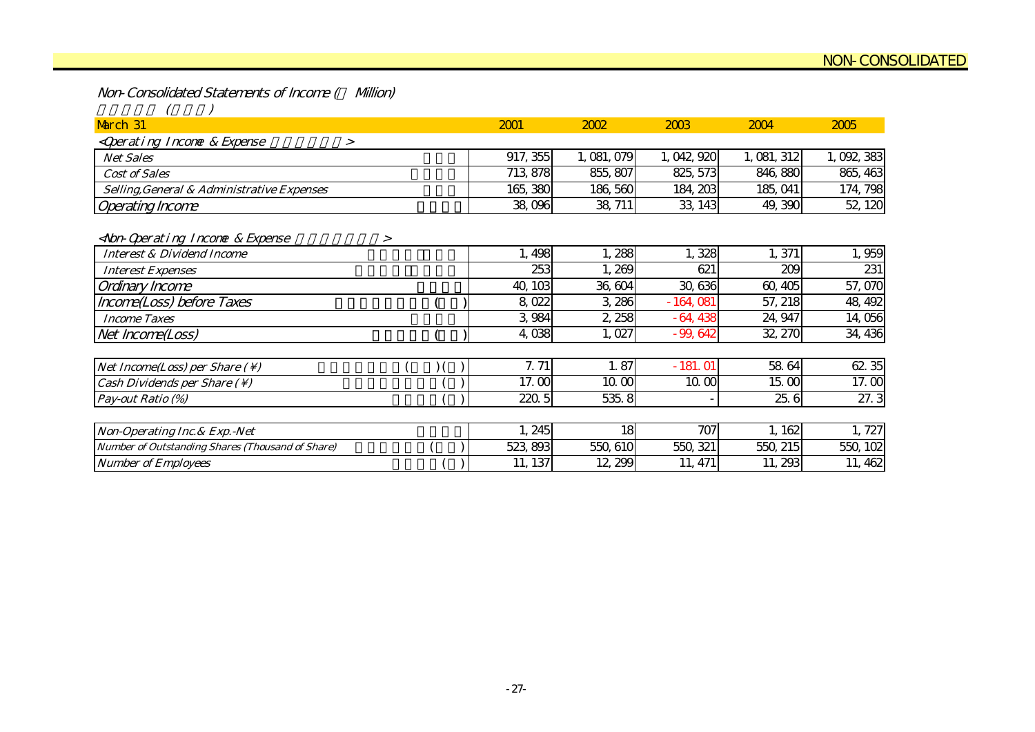NON-CONSOLIDATED

## Non-Consolidated Statements of Income (¥ Million)

| March 31 | 2001 | 2002 | 2003 | 2004 | 2005 |
|---|---|---|---|---|---|
| <Operating Income & Expense > | | | | | |
| Net Sales | 917, 355 | 1, 081, 079 | 1, 042, 920 | 1, 081, 312 | 1, 092, 383 |
| Cost of Sales | 713, 878 | 855, 807 | 825, 573 | 846, 880 | 865, 463 |
| Selling,General & Administrative Expenses | 165, 380 | 186, 560 | 184, 203 | 185, 041 | 174, 798 |
| Operating Income | 38, 096 | 38, 711 | 33, 143 | 49, 390 | 52, 120 |
| <Non-Operating Income & Expense > | | | | | |
| Interest & Dividend Income | 1, 498 | 1, 288 | 1, 328 | 1, 371 | 1, 959 |
| Interest Expenses | 253 | 1, 269 | 621 | 209 | 231 |
| Ordinary Income | 40, 103 | 36, 604 | 30, 636 | 60, 405 | 57, 070 |
| Income(Loss) before Taxes | 8, 022 | 3, 286 | -164, 081 | 57, 218 | 48, 492 |
| Income Taxes | 3, 984 | 2, 258 | -64, 438 | 24, 947 | 14, 056 |
| Net Income(Loss) | 4, 038 | 1, 027 | -99, 642 | 32, 270 | 34, 436 |
| Net Income(Loss) per Share (¥) | 7. 71 | 1. 87 | -181. 01 | 58. 64 | 62. 35 |
| Cash Dividends per Share (¥) | 17. 00 | 10. 00 | 10. 00 | 15. 00 | 17. 00 |
| Pay-out Ratio (%) | 220. 5 | 535. 8 | - | 25. 6 | 27. 3 |
| Non-Operating Inc.& Exp.-Net | 1, 245 | 18 | 707 | 1, 162 | 1, 727 |
| Number of Outstanding Shares (Thousand of Share) | 523, 893 | 550, 610 | 550, 321 | 550, 215 | 550, 102 |
| Number of Employees | 11, 137 | 12, 299 | 11, 471 | 11, 293 | 11, 462 |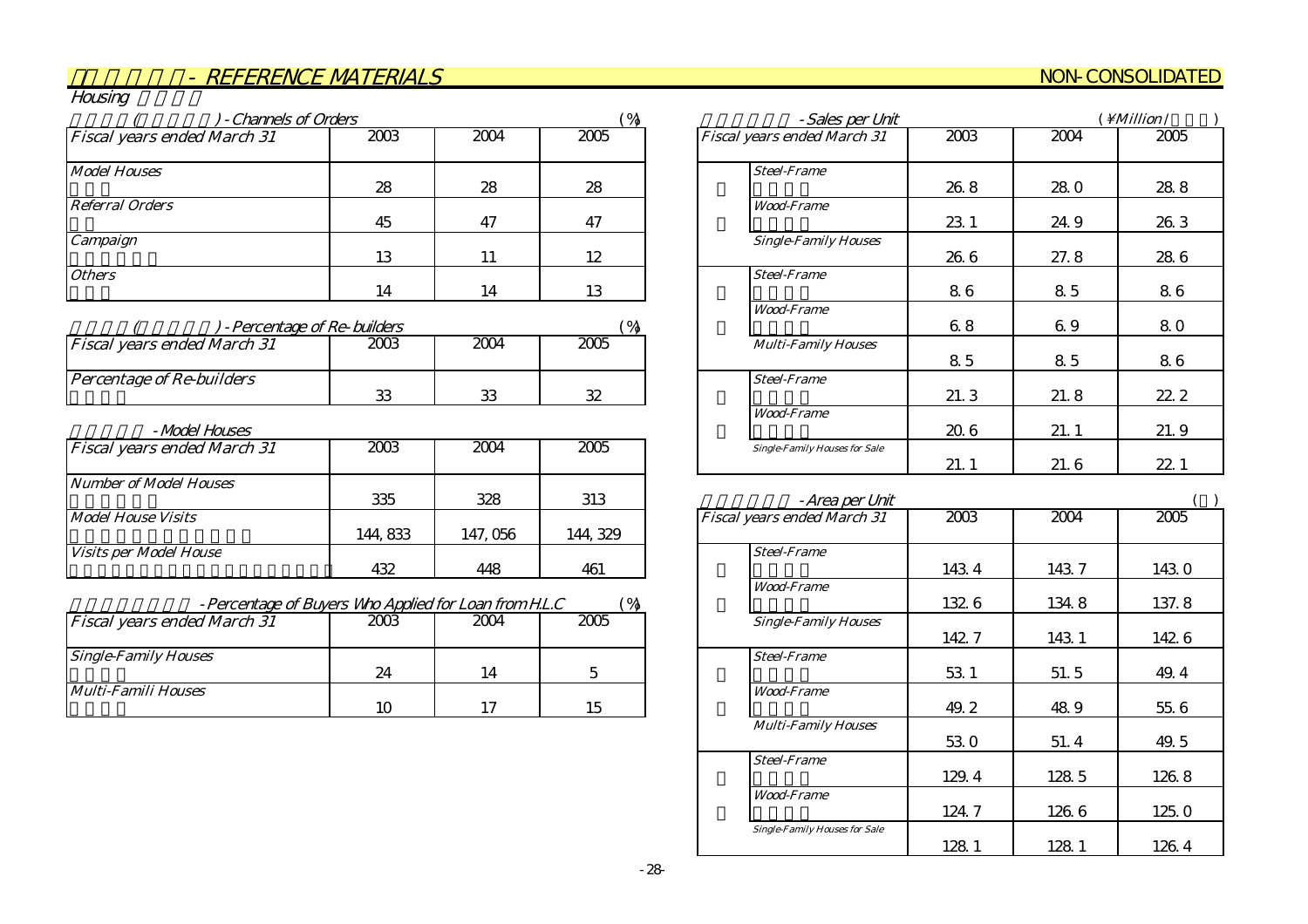# - REFERENCE MATERIALS

NON-CONSOLIDATED

## Housing

### ( ) - Channels of Orders

(%)

| Fiscal years ended March 31 | 2003 | 2004 | 2005 |
|---|---|---|---|
| Model Houses | 28 | 28 | 28 |
| Referral Orders | 45 | 47 | 47 |
| Campaign | 13 | 11 | 12 |
| Others | 14 | 14 | 13 |

### ( ) - Percentage of Re-builders

(%)

| Fiscal years ended March 31 | 2003 | 2004 | 2005 |
|---|---|---|---|
| Percentage of Re-builders | 33 | 33 | 32 |

### - Model Houses

| Fiscal years ended March 31 | 2003 | 2004 | 2005 |
|---|---|---|---|
| Number of Model Houses | 335 | 328 | 313 |
| Model House Visits | 144,833 | 147,056 | 144,329 |
| Visits per Model House | 432 | 448 | 461 |

### - Percentage of Buyers Who Applied for Loan from H.L.C

(%)

| Fiscal years ended March 31 | 2003 | 2004 | 2005 |
|---|---|---|---|
| Single-Family Houses | 24 | 14 | 5 |
| Multi-Famili Houses | 10 | 17 | 15 |

### - Sales per Unit

(¥Million/ )

| Fiscal years ended March 31 | 2003 | 2004 | 2005 |
|---|---|---|---|
| Steel-Frame | 26.8 | 28.0 | 28.8 |
| Wood-Frame | 23.1 | 24.9 | 26.3 |
| Single-Family Houses | 26.6 | 27.8 | 28.6 |
| Steel-Frame | 8.6 | 8.5 | 8.6 |
| Wood-Frame | 6.8 | 6.9 | 8.0 |
| Multi-Family Houses | 8.5 | 8.5 | 8.6 |
| Steel-Frame | 21.3 | 21.8 | 22.2 |
| Wood-Frame | 20.6 | 21.1 | 21.9 |
| Single-Family Houses for Sale | 21.1 | 21.6 | 22.1 |

### - Area per Unit

( )

| Fiscal years ended March 31 | 2003 | 2004 | 2005 |
|---|---|---|---|
| Steel-Frame | 143.4 | 143.7 | 143.0 |
| Wood-Frame | 132.6 | 134.8 | 137.8 |
| Single-Family Houses | 142.7 | 143.1 | 142.6 |
| Steel-Frame | 53.1 | 51.5 | 49.4 |
| Wood-Frame | 49.2 | 48.9 | 55.6 |
| Multi-Family Houses | 53.0 | 51.4 | 49.5 |
| Steel-Frame | 129.4 | 128.5 | 126.8 |
| Wood-Frame | 124.7 | 126.6 | 125.0 |
| Single-Family Houses for Sale | 128.1 | 128.1 | 126.4 |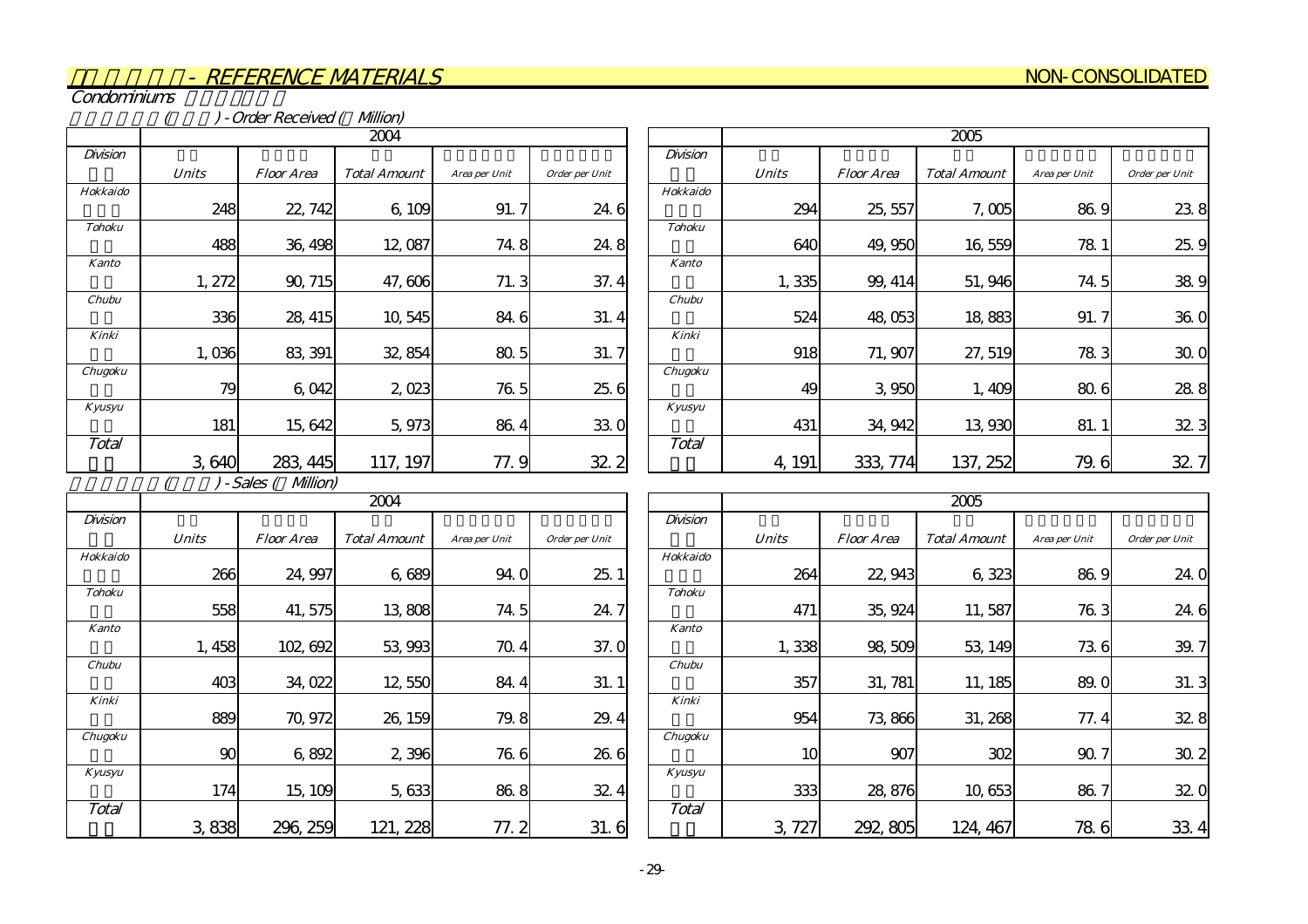# - REFERENCE MATERIALS

NON-CONSOLIDATED

Condominiums

( ) - Order Received ( Million)

| Division | 2004 | | | | | Division | 2005 | | | | |
|---|---|---|---|---|---|---|---|---|---|---|---|
| | Units | Floor Area | Total Amount | Area per Unit | Order per Unit | | Units | Floor Area | Total Amount | Area per Unit | Order per Unit |
| Hokkaido | 248 | 22,742 | 6,109 | 91.7 | 24.6 | Hokkaido | 294 | 25,557 | 7,005 | 86.9 | 23.8 |
| Tohoku | 488 | 36,498 | 12,087 | 74.8 | 24.8 | Tohoku | 640 | 49,950 | 16,559 | 78.1 | 25.9 |
| Kanto | 1,272 | 90,715 | 47,606 | 71.3 | 37.4 | Kanto | 1,335 | 99,414 | 51,946 | 74.5 | 38.9 |
| Chubu | 336 | 28,415 | 10,545 | 84.6 | 31.4 | Chubu | 524 | 48,053 | 18,883 | 91.7 | 36.0 |
| Kinki | 1,036 | 83,391 | 32,854 | 80.5 | 31.7 | Kinki | 918 | 71,907 | 27,519 | 78.3 | 30.0 |
| Chugoku | 79 | 6,042 | 2,023 | 76.5 | 25.6 | Chugoku | 49 | 3,950 | 1,409 | 80.6 | 28.8 |
| Kyusyu | 181 | 15,642 | 5,973 | 86.4 | 33.0 | Kyusyu | 431 | 34,942 | 13,930 | 81.1 | 32.3 |
| Total | 3,640 | 283,445 | 117,197 | 77.9 | 32.2 | Total | 4,191 | 333,774 | 137,252 | 79.6 | 32.7 |

( ) - Sales ( Million)

| Division | 2004 | | | | | Division | 2005 | | | | |
|---|---|---|---|---|---|---|---|---|---|---|---|
| | Units | Floor Area | Total Amount | Area per Unit | Order per Unit | | Units | Floor Area | Total Amount | Area per Unit | Order per Unit |
| Hokkaido | 266 | 24,997 | 6,689 | 94.0 | 25.1 | Hokkaido | 264 | 22,943 | 6,323 | 86.9 | 24.0 |
| Tohoku | 558 | 41,575 | 13,808 | 74.5 | 24.7 | Tohoku | 471 | 35,924 | 11,587 | 76.3 | 24.6 |
| Kanto | 1,458 | 102,692 | 53,993 | 70.4 | 37.0 | Kanto | 1,338 | 98,509 | 53,149 | 73.6 | 39.7 |
| Chubu | 403 | 34,022 | 12,550 | 84.4 | 31.1 | Chubu | 357 | 31,781 | 11,185 | 89.0 | 31.3 |
| Kinki | 889 | 70,972 | 26,159 | 79.8 | 29.4 | Kinki | 954 | 73,866 | 31,268 | 77.4 | 32.8 |
| Chugoku | 90 | 6,892 | 2,396 | 76.6 | 26.6 | Chugoku | 10 | 907 | 302 | 90.7 | 30.2 |
| Kyusyu | 174 | 15,109 | 5,633 | 86.8 | 32.4 | Kyusyu | 333 | 28,876 | 10,653 | 86.7 | 32.0 |
| Total | 3,838 | 296,259 | 121,228 | 77.2 | 31.6 | Total | 3,727 | 292,805 | 124,467 | 78.6 | 33.4 |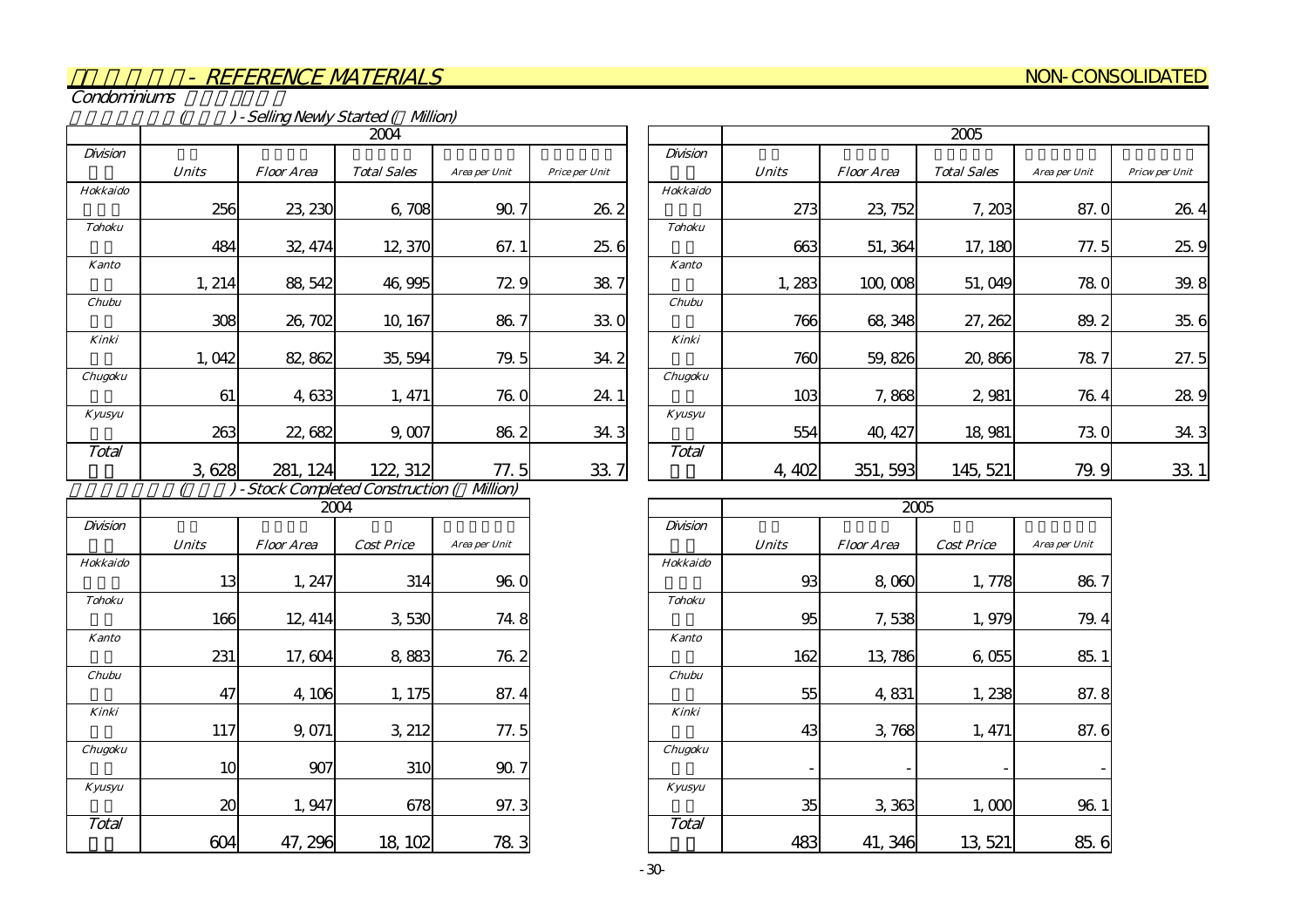# - REFERENCE MATERIALS

NON-CONSOLIDATED

## Condominiums

### ( ) - Selling Newly Started ( Million)

| Division | 2004 | | | | |
|---|---|---|---|---|---|
| | Units | Floor Area | Total Sales | Area per Unit | Price per Unit |
| Hokkaido | 256 | 23,230 | 6,708 | 90.7 | 26.2 |
| Tohoku | 484 | 32,474 | 12,370 | 67.1 | 25.6 |
| Kanto | 1,214 | 88,542 | 46,995 | 72.9 | 38.7 |
| Chubu | 308 | 26,702 | 10,167 | 86.7 | 33.0 |
| Kinki | 1,042 | 82,862 | 35,594 | 79.5 | 34.2 |
| Chugoku | 61 | 4,633 | 1,471 | 76.0 | 24.1 |
| Kyusyu | 263 | 22,682 | 9,007 | 86.2 | 34.3 |
| Total | 3,628 | 281,124 | 122,312 | 77.5 | 33.7 |

| Division | 2005 | | | | |
|---|---|---|---|---|---|
| | Units | Floor Area | Total Sales | Area per Unit | Pricw per Unit |
| Hokkaido | 273 | 23,752 | 7,203 | 87.0 | 26.4 |
| Tohoku | 663 | 51,364 | 17,180 | 77.5 | 25.9 |
| Kanto | 1,283 | 100,008 | 51,049 | 78.0 | 39.8 |
| Chubu | 766 | 68,348 | 27,262 | 89.2 | 35.6 |
| Kinki | 760 | 59,826 | 20,866 | 78.7 | 27.5 |
| Chugoku | 103 | 7,868 | 2,981 | 76.4 | 28.9 |
| Kyusyu | 554 | 40,427 | 18,981 | 73.0 | 34.3 |
| Total | 4,402 | 351,593 | 145,521 | 79.9 | 33.1 |

### ( ) - Stock Completed Construction ( Million)

| Division | 2004 | | | |
|---|---|---|---|---|
| | Units | Floor Area | Cost Price | Area per Unit |
| Hokkaido | 13 | 1,247 | 314 | 96.0 |
| Tohoku | 166 | 12,414 | 3,530 | 74.8 |
| Kanto | 231 | 17,604 | 8,883 | 76.2 |
| Chubu | 47 | 4,106 | 1,175 | 87.4 |
| Kinki | 117 | 9,071 | 3,212 | 77.5 |
| Chugoku | 10 | 907 | 310 | 90.7 |
| Kyusyu | 20 | 1,947 | 678 | 97.3 |
| Total | 604 | 47,296 | 18,102 | 78.3 |

| Division | 2005 | | | |
|---|---|---|---|---|
| | Units | Floor Area | Cost Price | Area per Unit |
| Hokkaido | 93 | 8,060 | 1,778 | 86.7 |
| Tohoku | 95 | 7,538 | 1,979 | 79.4 |
| Kanto | 162 | 13,786 | 6,055 | 85.1 |
| Chubu | 55 | 4,831 | 1,238 | 87.8 |
| Kinki | 43 | 3,768 | 1,471 | 87.6 |
| Chugoku | - | - | - | - |
| Kyusyu | 35 | 3,363 | 1,000 | 96.1 |
| Total | 483 | 41,346 | 13,521 | 85.6 |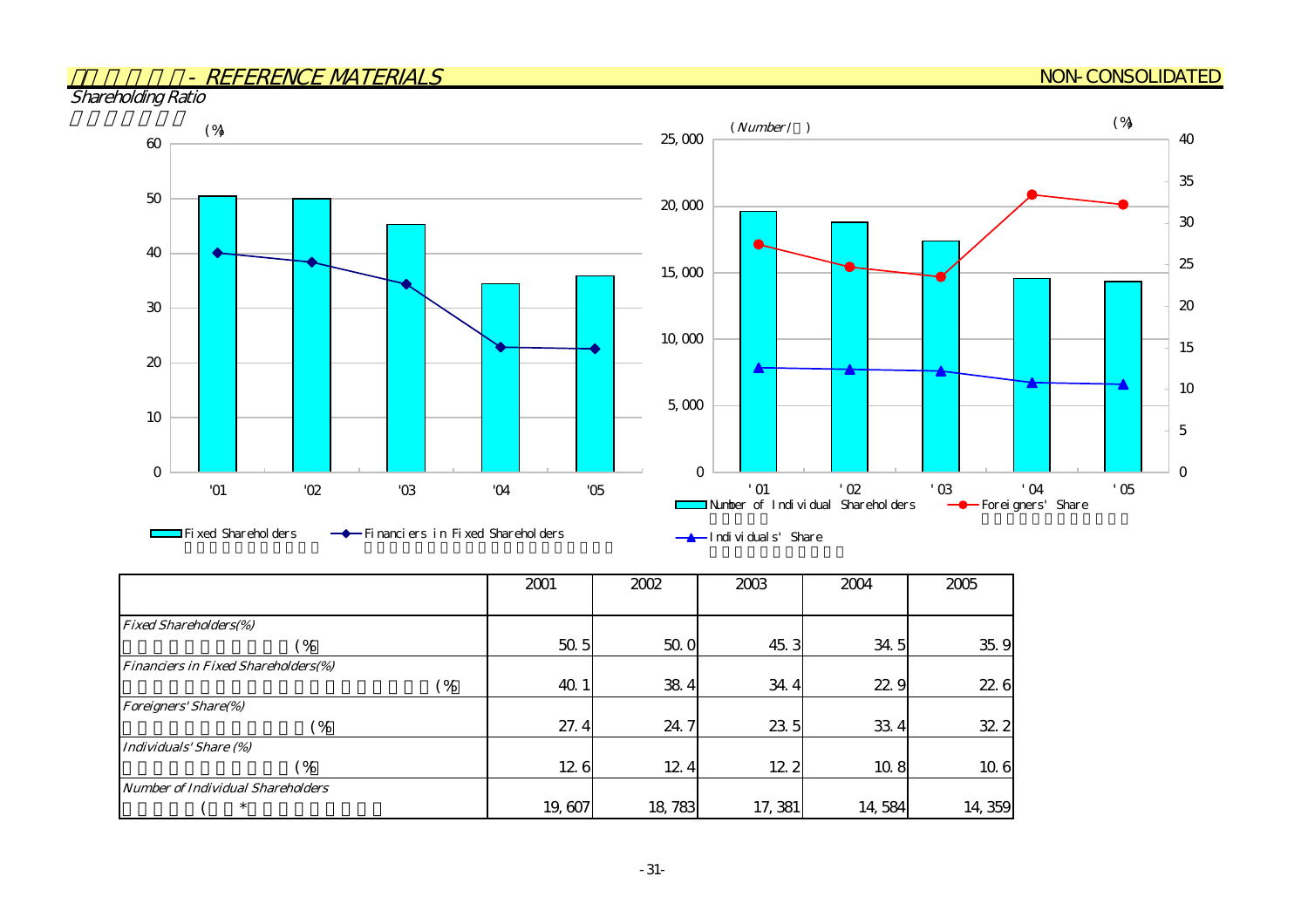## - REFERENCE MATERIALS

NON-CONSOLIDATED

### Shareholding Ratio

|  | 2001 | 2002 | 2003 | 2004 | 2005 |
|---|---|---|---|---|---|
| *Fixed Shareholders(%)* (%) | 50.5 | 50.0 | 45.3 | 34.5 | 35.9 |
| *Financiers in Fixed Shareholders(%)* (%) | 40.1 | 38.4 | 34.4 | 22.9 | 22.6 |
| *Foreigners' Share(%)* (%) | 27.4 | 24.7 | 23.5 | 33.4 | 32.2 |
| *Individuals' Share (%)* (%) | 12.6 | 12.4 | 12.2 | 10.8 | 10.6 |
| *Number of Individual Shareholders* ( * | 19,607 | 18,783 | 17,381 | 14,584 | 14,359 |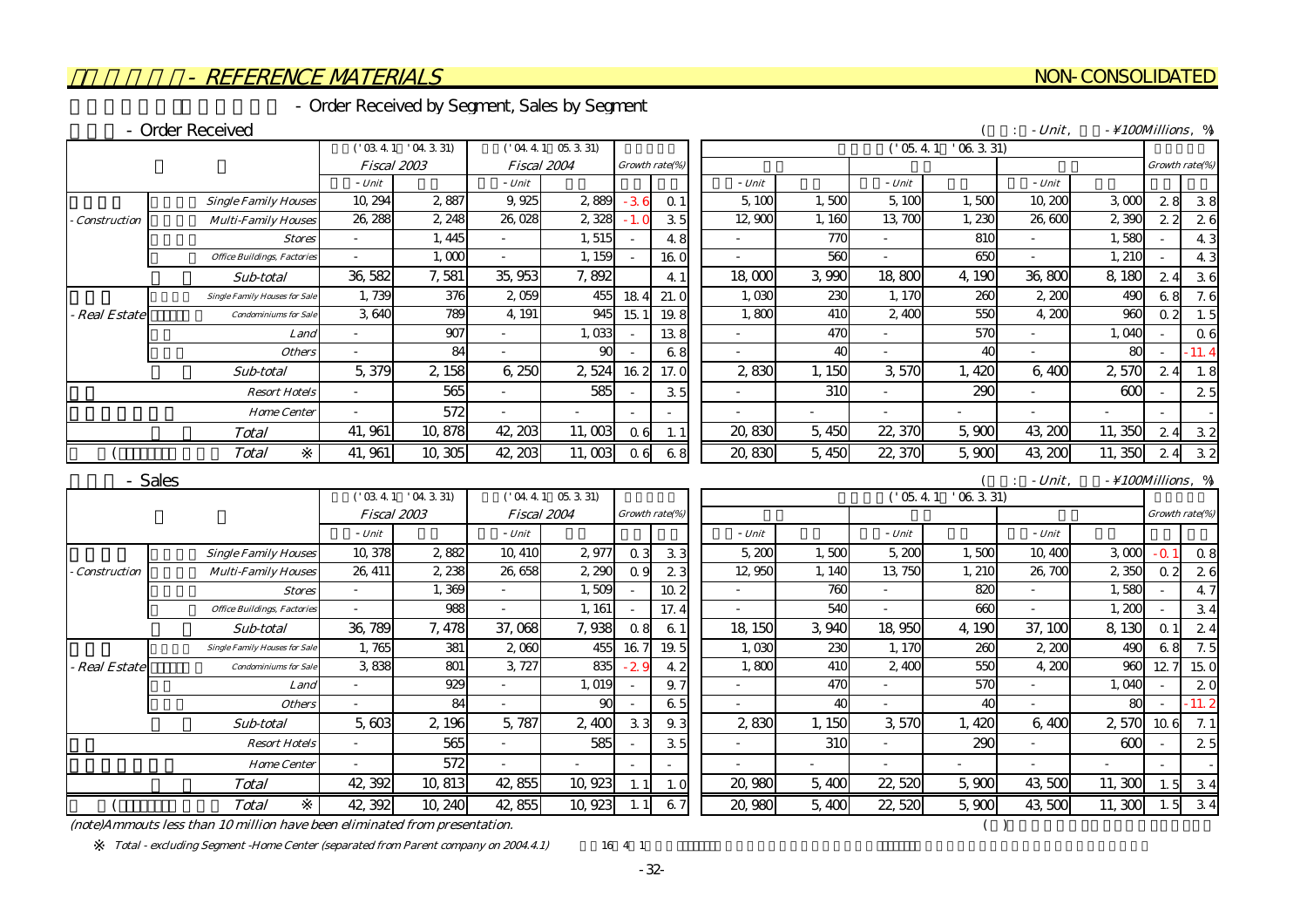## - REFERENCE MATERIALS

NON-CONSOLIDATED

### - Order Received by Segment, Sales by Segment

#### - Order Received

( : - Unit, - ¥100Millions, %)

| | | ('03.4.1 '04.3.31) Fiscal 2003 | | ('04.4.1 05.3.31) Fiscal 2004 | | Growth rate(%) | | ('05.4.1 '06.3.31) | | | | | | Growth rate(%) | |
|---|---|---|---|---|---|---|---|---|---|---|---|---|---|---|---|
| | | - Unit | | - Unit | | | | - Unit | | - Unit | | - Unit | | | |
| - Construction | Single Family Houses | 10,294 | 2,887 | 9,925 | 2,889 | -3.6 | 0.1 | 5,100 | 1,500 | 5,100 | 1,500 | 10,200 | 3,000 | 2.8 | 3.8 |
| | Multi-Family Houses | 26,288 | 2,248 | 26,028 | 2,328 | -1.0 | 3.5 | 12,900 | 1,160 | 13,700 | 1,230 | 26,600 | 2,390 | 2.2 | 2.6 |
| | Stores | - | 1,445 | - | 1,515 | - | 4.8 | - | 770 | - | 810 | - | 1,580 | - | 4.3 |
| | Office Buildings, Factories | - | 1,000 | - | 1,159 | - | 16.0 | - | 560 | - | 650 | - | 1,210 | - | 4.3 |
| | Sub-total | 36,582 | 7,581 | 35,953 | 7,892 | | 4.1 | 18,000 | 3,990 | 18,800 | 4,190 | 36,800 | 8,180 | 2.4 | 3.6 |
| - Real Estate | Single Family Houses for Sale | 1,739 | 376 | 2,059 | 455 | 18.4 | 21.0 | 1,030 | 230 | 1,170 | 260 | 2,200 | 490 | 6.8 | 7.6 |
| | Condominiums for Sale | 3,640 | 789 | 4,191 | 945 | 15.1 | 19.8 | 1,800 | 410 | 2,400 | 550 | 4,200 | 960 | 0.2 | 1.5 |
| | Land | - | 907 | - | 1,033 | - | 13.8 | - | 470 | - | 570 | - | 1,040 | - | 0.6 |
| | Others | - | 84 | - | 90 | - | 6.8 | - | 40 | - | 40 | - | 80 | - | -11.4 |
| | Sub-total | 5,379 | 2,158 | 6,250 | 2,524 | 16.2 | 17.0 | 2,830 | 1,150 | 3,570 | 1,420 | 6,400 | 2,570 | 2.4 | 1.8 |
| | Resort Hotels | - | 565 | - | 585 | - | 3.5 | - | 310 | - | 290 | - | 600 | - | 2.5 |
| | Home Center | - | 572 | - | - | - | - | - | - | - | - | - | - | - | - |
| | Total | 41,961 | 10,878 | 42,203 | 11,003 | 0.6 | 1.1 | 20,830 | 5,450 | 22,370 | 5,900 | 43,200 | 11,350 | 2.4 | 3.2 |
| ( | Total ※ | 41,961 | 10,305 | 42,203 | 11,003 | 0.6 | 6.8 | 20,830 | 5,450 | 22,370 | 5,900 | 43,200 | 11,350 | 2.4 | 3.2 |

#### - Sales

( : - Unit, - ¥100Millions, %)

| | | ('03.4.1 '04.3.31) Fiscal 2003 | | ('04.4.1 05.3.31) Fiscal 2004 | | Growth rate(%) | | ('05.4.1 '06.3.31) | | | | | | Growth rate(%) | |
|---|---|---|---|---|---|---|---|---|---|---|---|---|---|---|---|
| | | - Unit | | - Unit | | | | - Unit | | - Unit | | - Unit | | | |
| - Construction | Single Family Houses | 10,378 | 2,882 | 10,410 | 2,977 | 0.3 | 3.3 | 5,200 | 1,500 | 5,200 | 1,500 | 10,400 | 3,000 | -0.1 | 0.8 |
| | Multi-Family Houses | 26,411 | 2,238 | 26,658 | 2,290 | 0.9 | 2.3 | 12,950 | 1,140 | 13,750 | 1,210 | 26,700 | 2,350 | 0.2 | 2.6 |
| | Stores | - | 1,369 | - | 1,509 | - | 10.2 | - | 760 | - | 820 | - | 1,580 | - | 4.7 |
| | Office Buildings, Factories | - | 988 | - | 1,161 | - | 17.4 | - | 540 | - | 660 | - | 1,200 | - | 3.4 |
| | Sub-total | 36,789 | 7,478 | 37,068 | 7,938 | 0.8 | 6.1 | 18,150 | 3,940 | 18,950 | 4,190 | 37,100 | 8,130 | 0.1 | 2.4 |
| - Real Estate | Single Family Houses for Sale | 1,765 | 381 | 2,060 | 455 | 16.7 | 19.5 | 1,030 | 230 | 1,170 | 260 | 2,200 | 490 | 6.8 | 7.5 |
| | Condominiums for Sale | 3,838 | 801 | 3,727 | 835 | -2.9 | 4.2 | 1,800 | 410 | 2,400 | 550 | 4,200 | 960 | 12.7 | 15.0 |
| | Land | - | 929 | - | 1,019 | - | 9.7 | - | 470 | - | 570 | - | 1,040 | - | 2.0 |
| | Others | - | 84 | - | 90 | - | 6.5 | - | 40 | - | 40 | - | 80 | - | -11.2 |
| | Sub-total | 5,603 | 2,196 | 5,787 | 2,400 | 3.3 | 9.3 | 2,830 | 1,150 | 3,570 | 1,420 | 6,400 | 2,570 | 10.6 | 7.1 |
| | Resort Hotels | - | 565 | - | 585 | - | 3.5 | - | 310 | - | 290 | - | 600 | - | 2.5 |
| | Home Center | - | 572 | - | - | - | - | - | - | - | - | - | - | - | - |
| | Total | 42,392 | 10,813 | 42,855 | 10,923 | 1.1 | 1.0 | 20,980 | 5,400 | 22,520 | 5,900 | 43,500 | 11,300 | 1.5 | 3.4 |
| ( | Total ※ | 42,392 | 10,240 | 42,855 | 10,923 | 1.1 | 6.7 | 20,980 | 5,400 | 22,520 | 5,900 | 43,500 | 11,300 | 1.5 | 3.4 |

(note)Ammouts less than 10 million have been eliminated from presentation. ( )

※ Total - excluding Segment -Home Center (separated from Parent company on 2004.4.1) 16 4 1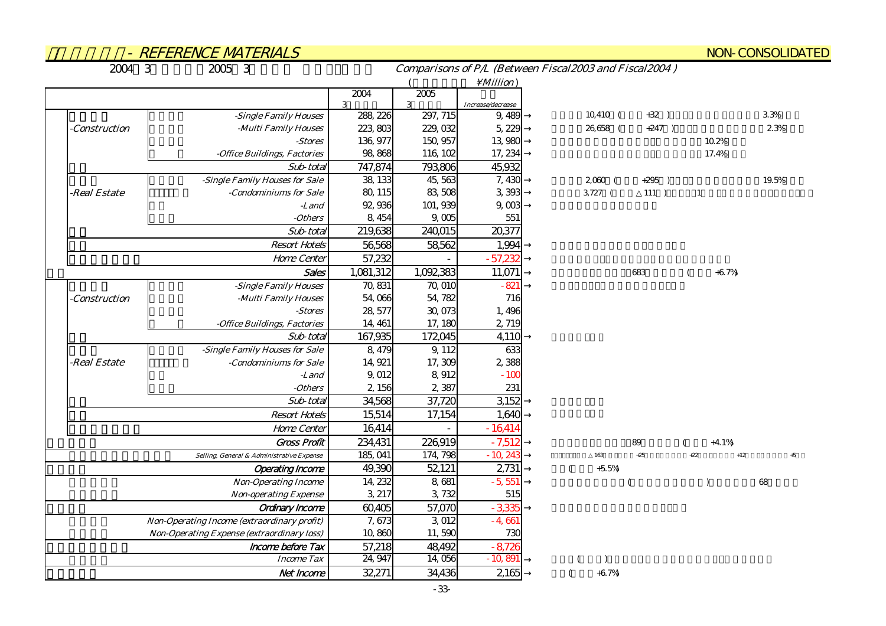## - REFERENCE MATERIALS

NON-CONSOLIDATED

2004 3 2005 3

*Comparisons of P/L (Between Fiscal2003 and Fiscal2004)*

( ¥Million)

| | | 2004 3 | 2005 3 | Increase/decrease | | |
|---|---|---|---|---|---|---|
| -Construction | -Single Family Houses | 288,226 | 297,715 | 9,489 | → | 10,410 ( +32 ) 3.3% |
| | -Multi Family Houses | 223,803 | 229,032 | 5,229 | → | 26,658 ( +247 ) 2.3% |
| | -Stores | 136,977 | 150,957 | 13,980 | → | 10.2% |
| | -Office Buildings, Factories | 98,868 | 116,102 | 17,234 | → | 17.4% |
| | Sub-total | 747,874 | 793,806 | 45,932 | | |
| -Real Estate | -Single Family Houses for Sale | 38,133 | 45,563 | 7,430 | → | 2,060 ( +295 ) 19.5% |
| | -Condominiums for Sale | 80,115 | 83,508 | 3,393 | → | 3,727 ( △111 ) 1 |
| | -Land | 92,936 | 101,939 | 9,003 | → | |
| | -Others | 8,454 | 9,005 | 551 | | |
| | Sub-total | 219,638 | 240,015 | 20,377 | | |
| | Resort Hotels | 56,568 | 58,562 | 1,994 | → | |
| | Home Center | 57,232 | - | -57,232 | → | |
| | Sales | 1,081,312 | 1,092,383 | 11,071 | → | 683 ( +6.7%) |
| -Construction | -Single Family Houses | 70,831 | 70,010 | -821 | → | |
| | -Multi Family Houses | 54,066 | 54,782 | 716 | | |
| | -Stores | 28,577 | 30,073 | 1,496 | | |
| | -Office Buildings, Factories | 14,461 | 17,180 | 2,719 | | |
| | Sub-total | 167,935 | 172,045 | 4,110 | → | |
| -Real Estate | -Single Family Houses for Sale | 8,479 | 9,112 | 633 | | |
| | -Condominiums for Sale | 14,921 | 17,309 | 2,388 | | |
| | -Land | 9,012 | 8,912 | -100 | | |
| | -Others | 2,156 | 2,387 | 231 | | |
| | Sub-total | 34,568 | 37,720 | 3,152 | → | |
| | Resort Hotels | 15,514 | 17,154 | 1,640 | → | |
| | Home Center | 16,414 | - | -16,414 | | |
| | Gross Profit | 234,431 | 226,919 | -7,512 | → | 89 ( +4.1%) |
| | Selling, General & Administrative Expense | 185,041 | 174,798 | -10,243 | → | △163 +25 +22 +12 +5 |
| | Operating Income | 49,390 | 52,121 | 2,731 | → | ( +5.5%) |
| | Non-Operating Income | 14,232 | 8,681 | -5,551 | → | ( ) 68 |
| | Non-operating Expense | 3,217 | 3,732 | 515 | | |
| | Ordinary Income | 60,405 | 57,070 | -3,335 | → | |
| | Non-Operating Income (extraordinary profit) | 7,673 | 3,012 | -4,661 | | |
| | Non-Operating Expense (extraordinary loss) | 10,860 | 11,590 | 730 | | |
| | Income before Tax | 57,218 | 48,492 | -8,726 | | |
| | Income Tax | 24,947 | 14,056 | -10,891 | → | ( ) |
| | Net Income | 32,271 | 34,436 | 2,165 | → | ( +6.7%) |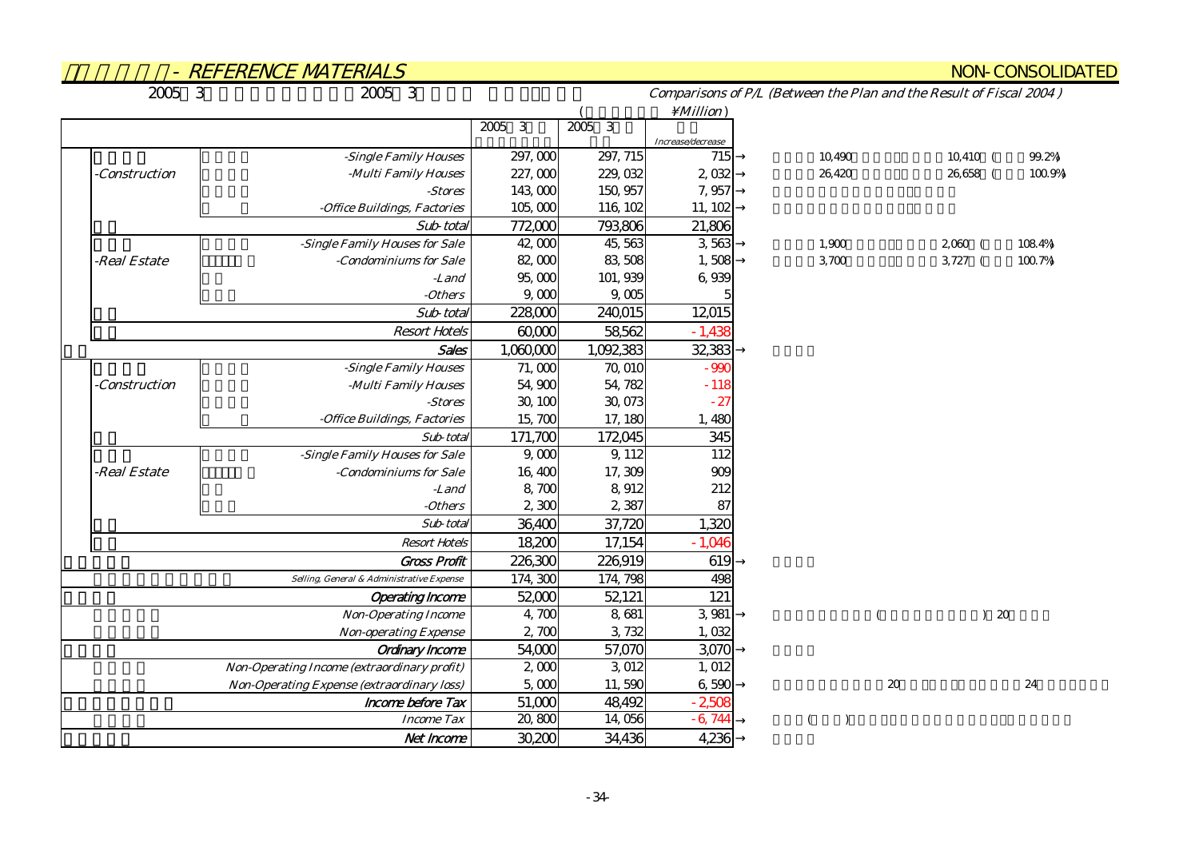# - REFERENCE MATERIALS

NON-CONSOLIDATED

2005 3 2005 3

*Comparisons of P/L (Between the Plan and the Result of Fiscal 2004)*

( ¥*Million*)

| | | 2005 3 | 2005 3 | *Increase/decrease* | | |
|---|---|---|---|---|---|---|
| *-Construction* | *-Single Family Houses* | 297,000 | 297,715 | 715 | → | 10,490 10,410 ( 99.2%) |
| | *-Multi Family Houses* | 227,000 | 229,032 | 2,032 | → | 26,420 26,658 ( 100.9%) |
| | *-Stores* | 143,000 | 150,957 | 7,957 | → | |
| | *-Office Buildings, Factories* | 105,000 | 116,102 | 11,102 | → | |
| | *Sub-total* | 772,000 | 793,806 | 21,806 | | |
| *-Real Estate* | *-Single Family Houses for Sale* | 42,000 | 45,563 | 3,563 | → | 1,900 2,060 ( 108.4%) |
| | *-Condominiums for Sale* | 82,000 | 83,508 | 1,508 | → | 3,700 3,727 ( 100.7%) |
| | *-Land* | 95,000 | 101,939 | 6,939 | | |
| | *-Others* | 9,000 | 9,005 | 5 | | |
| | *Sub-total* | 228,000 | 240,015 | 12,015 | | |
| | *Resort Hotels* | 60,000 | 58,562 | -1,438 | | |
| | ***Sales*** | 1,060,000 | 1,092,383 | 32,383 | → | |
| *-Construction* | *-Single Family Houses* | 71,000 | 70,010 | -990 | | |
| | *-Multi Family Houses* | 54,900 | 54,782 | -118 | | |
| | *-Stores* | 30,100 | 30,073 | -27 | | |
| | *-Office Buildings, Factories* | 15,700 | 17,180 | 1,480 | | |
| | *Sub-total* | 171,700 | 172,045 | 345 | | |
| *-Real Estate* | *-Single Family Houses for Sale* | 9,000 | 9,112 | 112 | | |
| | *-Condominiums for Sale* | 16,400 | 17,309 | 909 | | |
| | *-Land* | 8,700 | 8,912 | 212 | | |
| | *-Others* | 2,300 | 2,387 | 87 | | |
| | *Sub-total* | 36,400 | 37,720 | 1,320 | | |
| | *Resort Hotels* | 18,200 | 17,154 | -1,046 | | |
| | ***Gross Profit*** | 226,300 | 226,919 | 619 | → | |
| | *Selling, General & Administrative Expense* | 174,300 | 174,798 | 498 | | |
| | ***Operating Income*** | 52,000 | 52,121 | 121 | | |
| | *Non-Operating Income* | 4,700 | 8,681 | 3,981 | → | ( ) 20 |
| | *Non-operating Expense* | 2,700 | 3,732 | 1,032 | | |
| | ***Ordinary Income*** | 54,000 | 57,070 | 3,070 | → | |
| | *Non-Operating Income (extraordinary profit)* | 2,000 | 3,012 | 1,012 | | |
| | *Non-Operating Expense (extraordinary loss)* | 5,000 | 11,590 | 6,590 | → | 20 24 |
| | ***Income before Tax*** | 51,000 | 48,492 | -2,508 | | |
| | *Income Tax* | 20,800 | 14,056 | -6,744 | → | ( ) |
| | ***Net Income*** | 30,200 | 34,436 | 4,236 | → | |